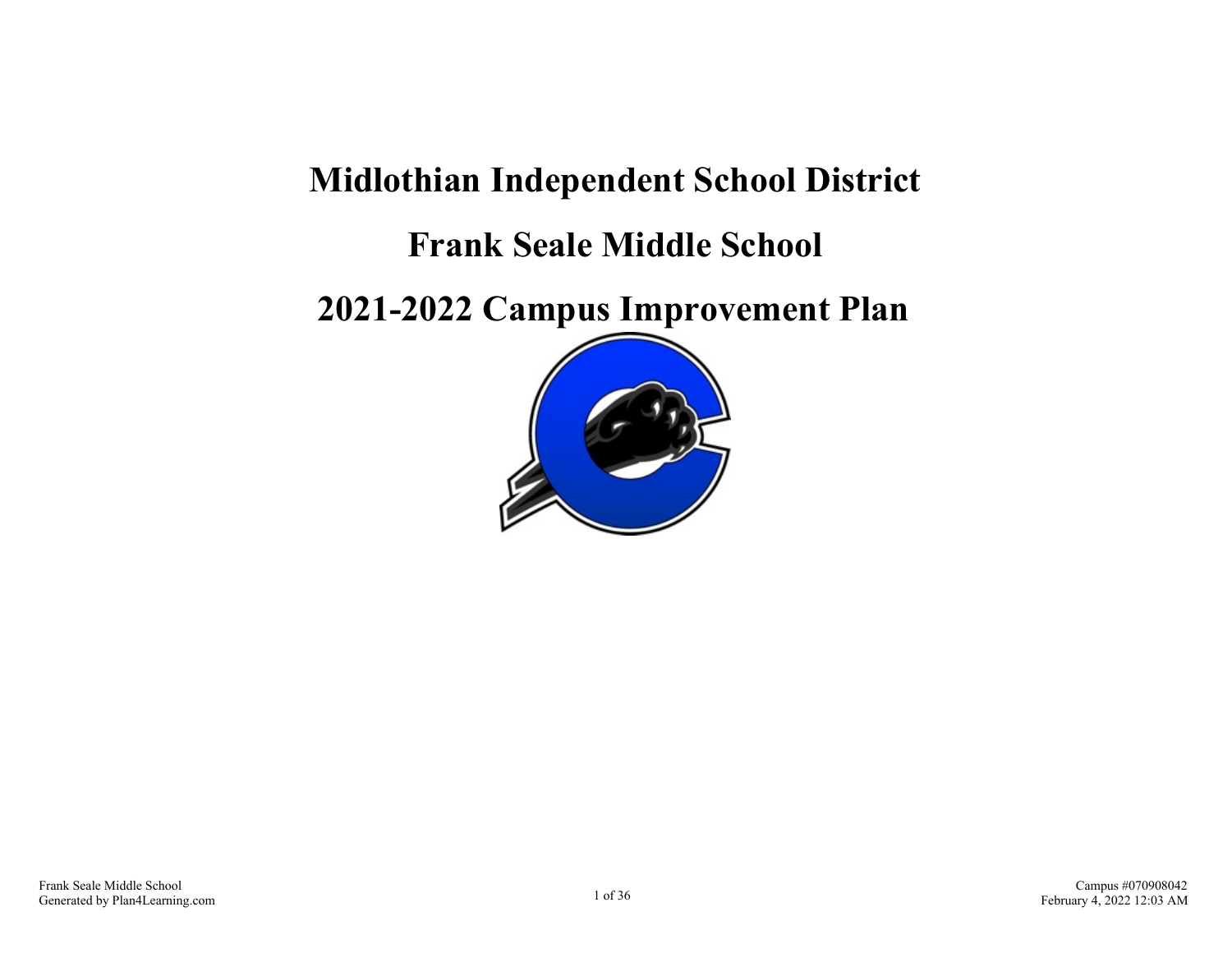# Midlothian Independent School District

# Frank Seale Middle School

# 2021-2022 Campus Improvement Plan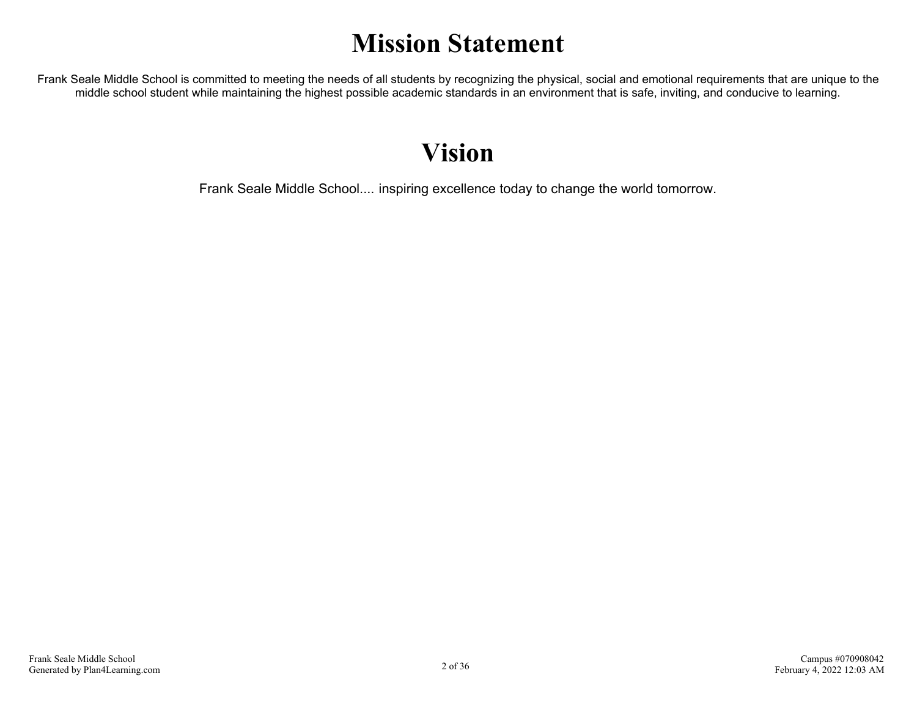# Mission Statement

Frank Seale Middle School is committed to meeting the needs of all students by recognizing the physical, social and emotional requirements that are unique to the middle school student while maintaining the highest possible academic standards in an environment that is safe, inviting, and conducive to learning.

# Vision

Frank Seale Middle School.... inspiring excellence today to change the world tomorrow.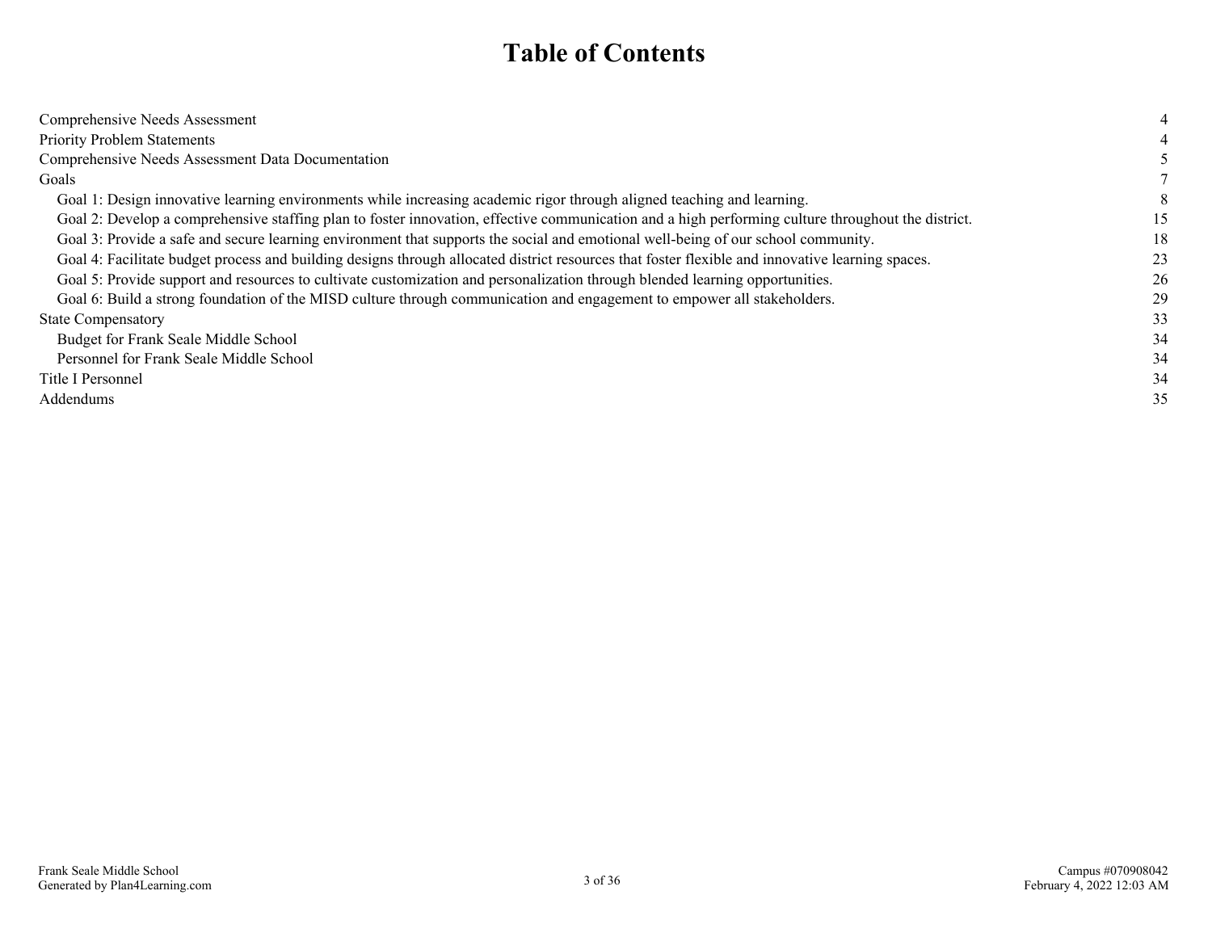# Table of Contents

| | |
|---|---|
| Comprehensive Needs Assessment | 4 |
| Priority Problem Statements | 4 |
| Comprehensive Needs Assessment Data Documentation | 5 |
| Goals | 7 |
| Goal 1: Design innovative learning environments while increasing academic rigor through aligned teaching and learning. | 8 |
| Goal 2: Develop a comprehensive staffing plan to foster innovation, effective communication and a high performing culture throughout the district. | 15 |
| Goal 3: Provide a safe and secure learning environment that supports the social and emotional well-being of our school community. | 18 |
| Goal 4: Facilitate budget process and building designs through allocated district resources that foster flexible and innovative learning spaces. | 23 |
| Goal 5: Provide support and resources to cultivate customization and personalization through blended learning opportunities. | 26 |
| Goal 6: Build a strong foundation of the MISD culture through communication and engagement to empower all stakeholders. | 29 |
| State Compensatory | 33 |
| Budget for Frank Seale Middle School | 34 |
| Personnel for Frank Seale Middle School | 34 |
| Title I Personnel | 34 |
| Addendums | 35 |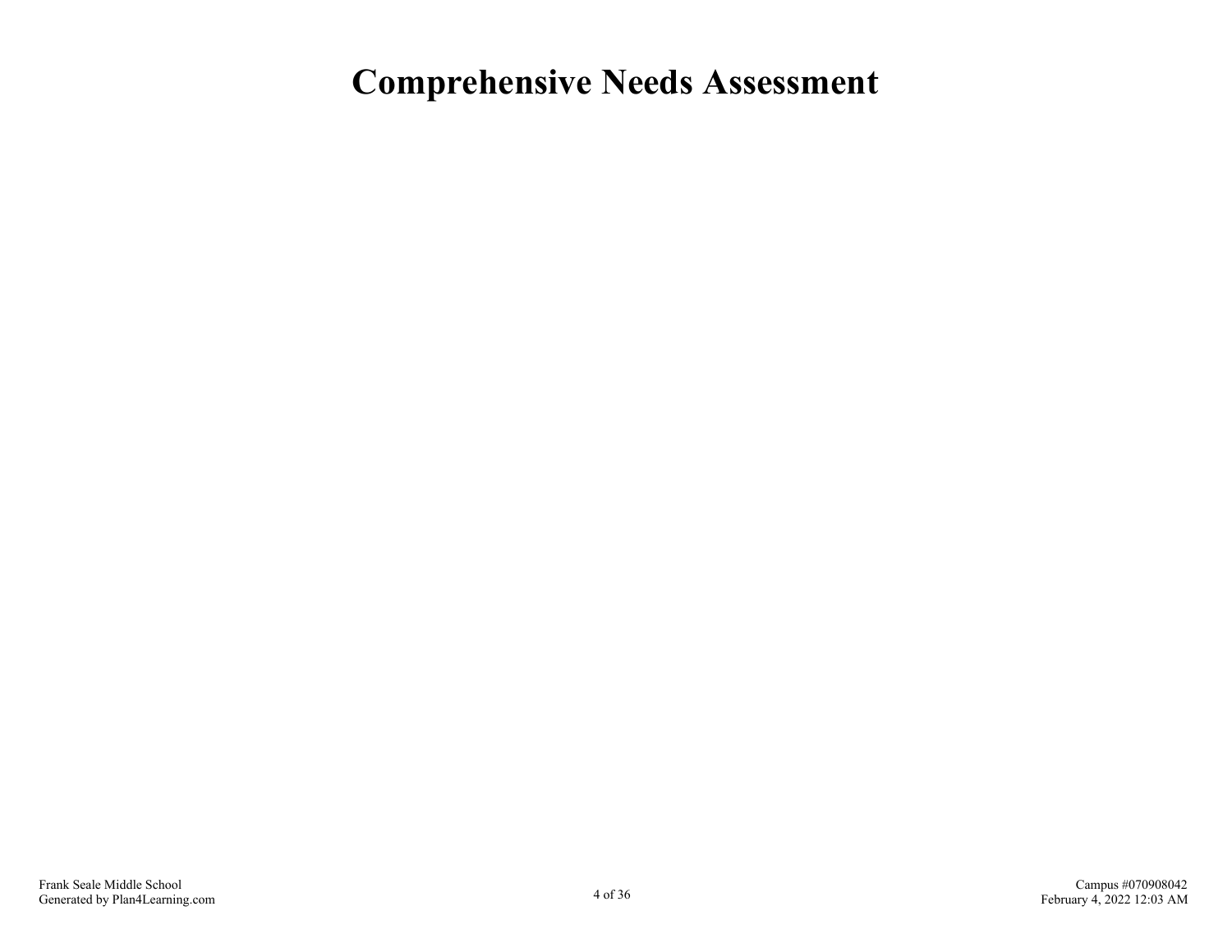# Comprehensive Needs Assessment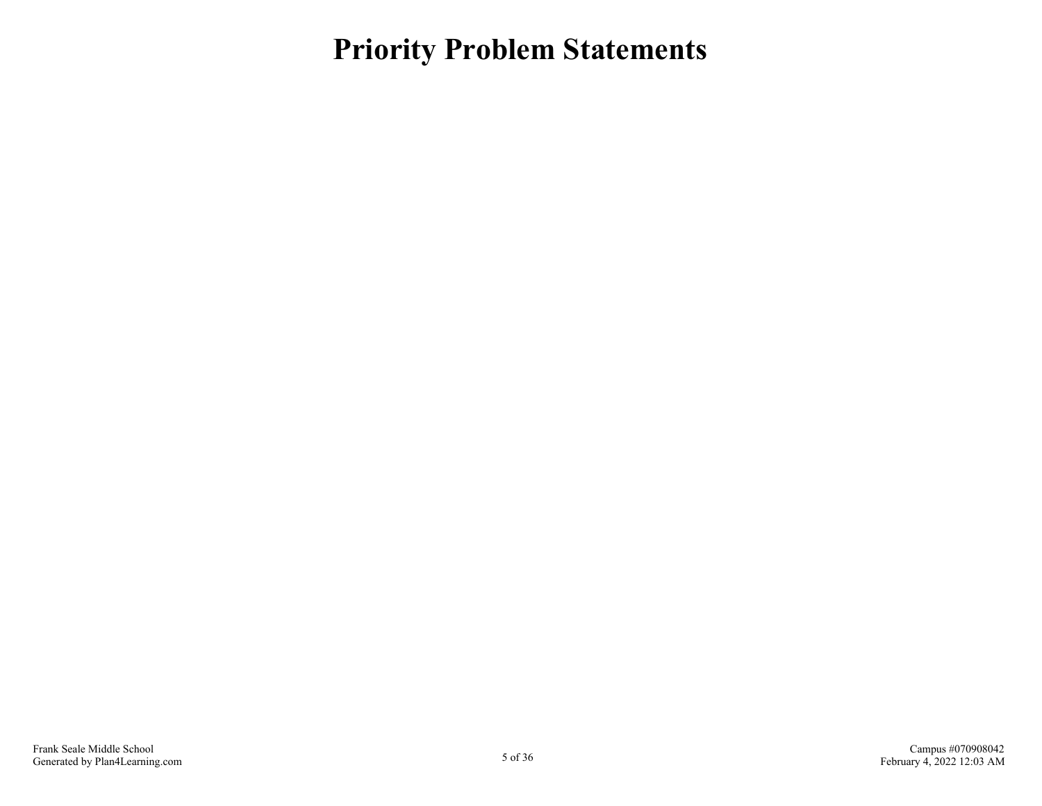# Priority Problem Statements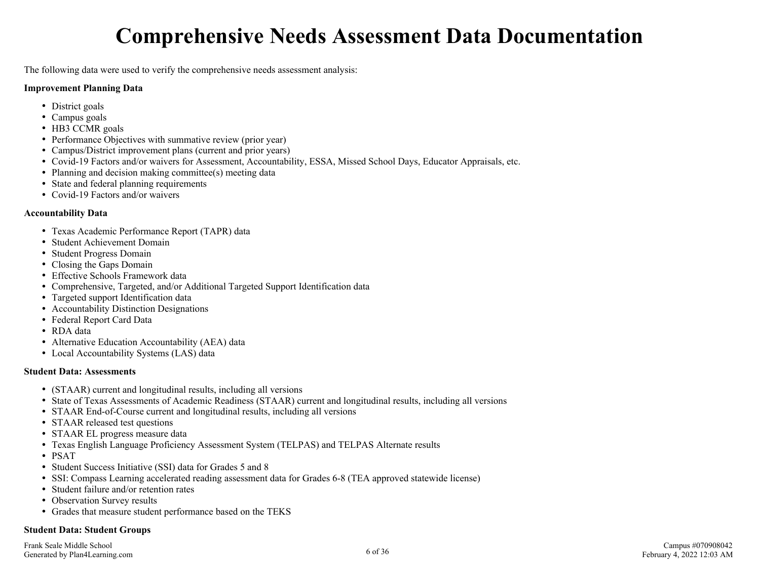# Comprehensive Needs Assessment Data Documentation

The following data were used to verify the comprehensive needs assessment analysis:

**Improvement Planning Data**

- District goals
- Campus goals
- HB3 CCMR goals
- Performance Objectives with summative review (prior year)
- Campus/District improvement plans (current and prior years)
- Covid-19 Factors and/or waivers for Assessment, Accountability, ESSA, Missed School Days, Educator Appraisals, etc.
- Planning and decision making committee(s) meeting data
- State and federal planning requirements
- Covid-19 Factors and/or waivers

**Accountability Data**

- Texas Academic Performance Report (TAPR) data
- Student Achievement Domain
- Student Progress Domain
- Closing the Gaps Domain
- Effective Schools Framework data
- Comprehensive, Targeted, and/or Additional Targeted Support Identification data
- Targeted support Identification data
- Accountability Distinction Designations
- Federal Report Card Data
- RDA data
- Alternative Education Accountability (AEA) data
- Local Accountability Systems (LAS) data

**Student Data: Assessments**

- (STAAR) current and longitudinal results, including all versions
- State of Texas Assessments of Academic Readiness (STAAR) current and longitudinal results, including all versions
- STAAR End-of-Course current and longitudinal results, including all versions
- STAAR released test questions
- STAAR EL progress measure data
- Texas English Language Proficiency Assessment System (TELPAS) and TELPAS Alternate results
- PSAT
- Student Success Initiative (SSI) data for Grades 5 and 8
- SSI: Compass Learning accelerated reading assessment data for Grades 6-8 (TEA approved statewide license)
- Student failure and/or retention rates
- Observation Survey results
- Grades that measure student performance based on the TEKS

**Student Data: Student Groups**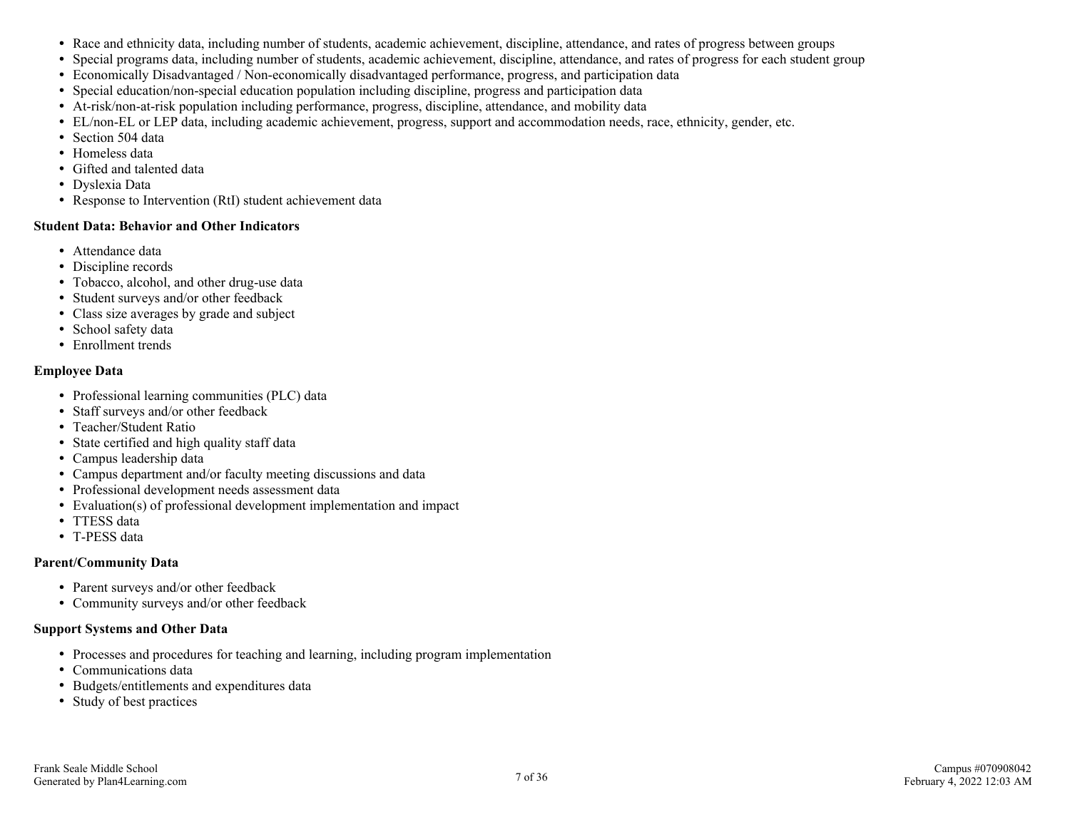- Race and ethnicity data, including number of students, academic achievement, discipline, attendance, and rates of progress between groups
- Special programs data, including number of students, academic achievement, discipline, attendance, and rates of progress for each student group
- Economically Disadvantaged / Non-economically disadvantaged performance, progress, and participation data
- Special education/non-special education population including discipline, progress and participation data
- At-risk/non-at-risk population including performance, progress, discipline, attendance, and mobility data
- EL/non-EL or LEP data, including academic achievement, progress, support and accommodation needs, race, ethnicity, gender, etc.
- Section 504 data
- Homeless data
- Gifted and talented data
- Dyslexia Data
- Response to Intervention (RtI) student achievement data

**Student Data: Behavior and Other Indicators**

- Attendance data
- Discipline records
- Tobacco, alcohol, and other drug-use data
- Student surveys and/or other feedback
- Class size averages by grade and subject
- School safety data
- Enrollment trends

**Employee Data**

- Professional learning communities (PLC) data
- Staff surveys and/or other feedback
- Teacher/Student Ratio
- State certified and high quality staff data
- Campus leadership data
- Campus department and/or faculty meeting discussions and data
- Professional development needs assessment data
- Evaluation(s) of professional development implementation and impact
- TTESS data
- T-PESS data

**Parent/Community Data**

- Parent surveys and/or other feedback
- Community surveys and/or other feedback

**Support Systems and Other Data**

- Processes and procedures for teaching and learning, including program implementation
- Communications data
- Budgets/entitlements and expenditures data
- Study of best practices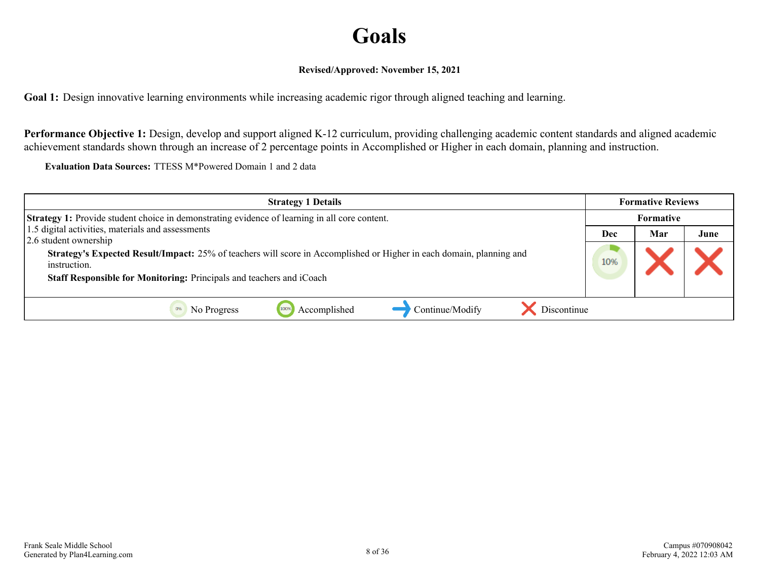# Goals

**Revised/Approved: November 15, 2021**

**Goal 1:** Design innovative learning environments while increasing academic rigor through aligned teaching and learning.

**Performance Objective 1:** Design, develop and support aligned K-12 curriculum, providing challenging academic content standards and aligned academic achievement standards shown through an increase of 2 percentage points in Accomplished or Higher in each domain, planning and instruction.

**Evaluation Data Sources:** TTESS M*Powered Domain 1 and 2 data

| Strategy 1 Details | Formative Reviews | | |
|---|---|---|---|
| | Formative | | |
| | Dec | Mar | June |
| **Strategy 1:** Provide student choice in demonstrating evidence of learning in all core content.<br>1.5 digital activities, materials and assessments<br>2.6 student ownership<br>**Strategy's Expected Result/Impact:** 25% of teachers will score in Accomplished or Higher in each domain, planning and instruction.<br>**Staff Responsible for Monitoring:** Principals and teachers and iCoach | 10% | Discontinue | Discontinue |

No Progress | Accomplished | Continue/Modify | Discontinue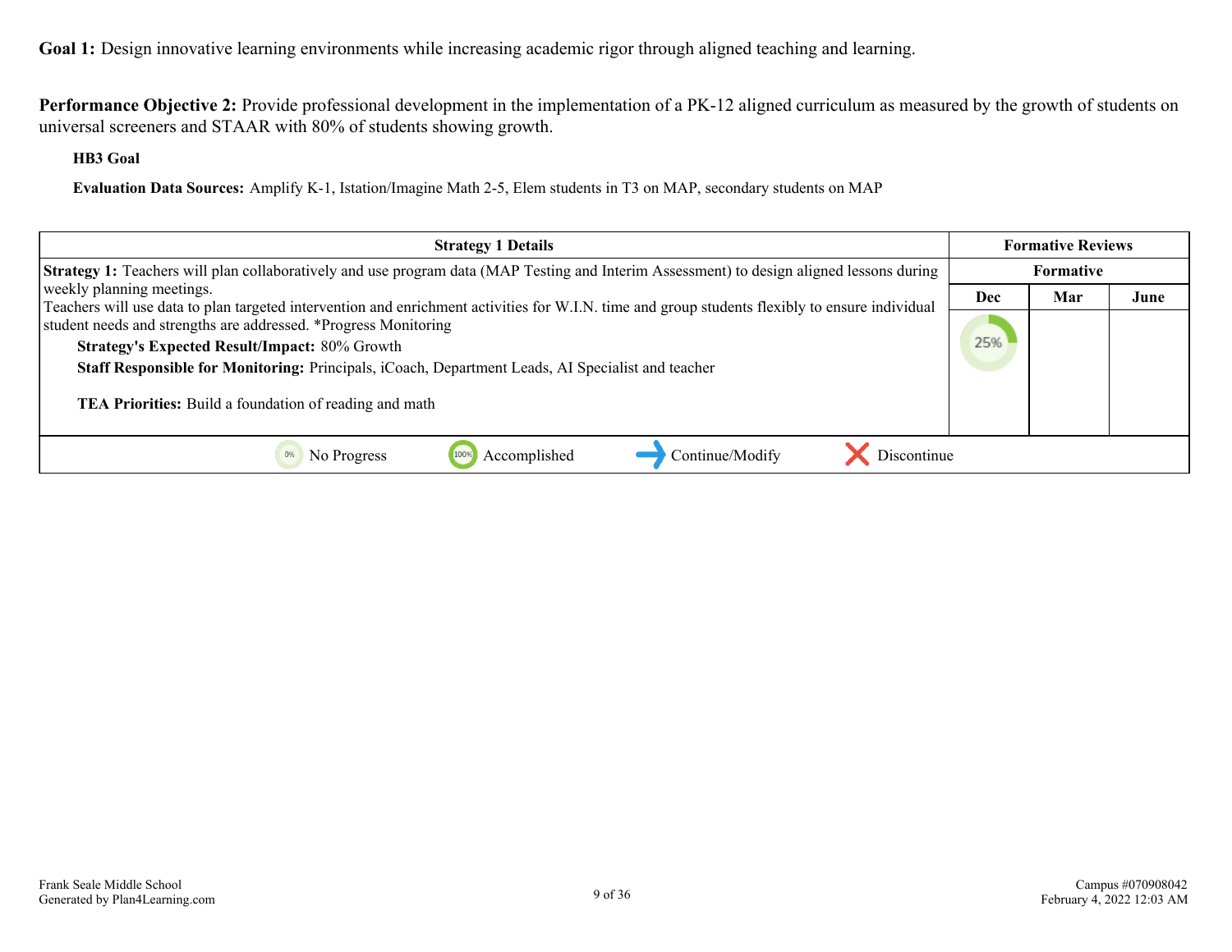**Goal 1:** Design innovative learning environments while increasing academic rigor through aligned teaching and learning.

**Performance Objective 2:** Provide professional development in the implementation of a PK-12 aligned curriculum as measured by the growth of students on universal screeners and STAAR with 80% of students showing growth.

**HB3 Goal**

**Evaluation Data Sources:** Amplify K-1, Istation/Imagine Math 2-5, Elem students in T3 on MAP, secondary students on MAP

| Strategy 1 Details | Formative Reviews | | |
|---|---|---|---|
| | Formative | | |
| | Dec | Mar | June |
| **Strategy 1:** Teachers will plan collaboratively and use program data (MAP Testing and Interim Assessment) to design aligned lessons during weekly planning meetings.<br>Teachers will use data to plan targeted intervention and enrichment activities for W.I.N. time and group students flexibly to ensure individual student needs and strengths are addressed. *Progress Monitoring<br>**Strategy's Expected Result/Impact:** 80% Growth<br>**Staff Responsible for Monitoring:** Principals, iCoach, Department Leads, AI Specialist and teacher<br><br>**TEA Priorities:** Build a foundation of reading and math | 25% | | |

0% No Progress | 100% Accomplished | Continue/Modify | Discontinue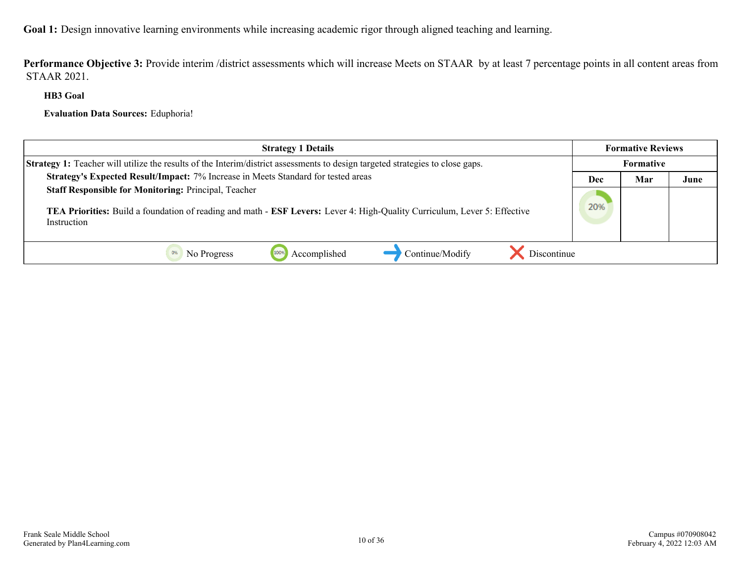**Goal 1:** Design innovative learning environments while increasing academic rigor through aligned teaching and learning.

**Performance Objective 3:** Provide interim /district assessments which will increase Meets on STAAR by at least 7 percentage points in all content areas from STAAR 2021.

**HB3 Goal**

**Evaluation Data Sources:** Eduphoria!

| Strategy 1 Details | Formative Reviews | | |
|---|---|---|---|
| | Formative | | |
| | Dec | Mar | June |
| **Strategy 1:** Teacher will utilize the results of the Interim/district assessments to design targeted strategies to close gaps.<br>**Strategy's Expected Result/Impact:** 7% Increase in Meets Standard for tested areas<br>**Staff Responsible for Monitoring:** Principal, Teacher<br><br>**TEA Priorities:** Build a foundation of reading and math - **ESF Levers:** Lever 4: High-Quality Curriculum, Lever 5: Effective Instruction | 20% | | |
| 0% No Progress &nbsp;&nbsp; 100% Accomplished &nbsp;&nbsp; Continue/Modify &nbsp;&nbsp; Discontinue | | | |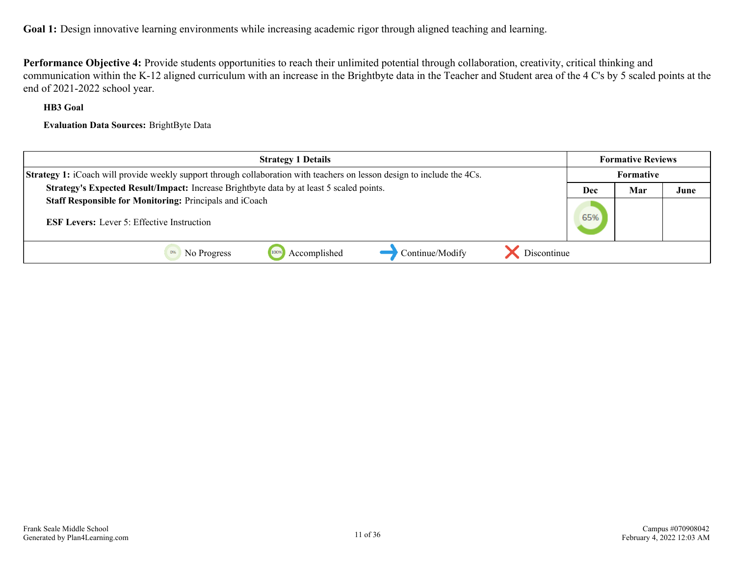**Goal 1:** Design innovative learning environments while increasing academic rigor through aligned teaching and learning.

**Performance Objective 4:** Provide students opportunities to reach their unlimited potential through collaboration, creativity, critical thinking and communication within the K-12 aligned curriculum with an increase in the Brightbyte data in the Teacher and Student area of the 4 C's by 5 scaled points at the end of 2021-2022 school year.

**HB3 Goal**

**Evaluation Data Sources:** BrightByte Data

| Strategy 1 Details | Formative Reviews | | |
|---|---|---|---|
| **Strategy 1:** iCoach will provide weekly support through collaboration with teachers on lesson design to include the 4Cs. | Formative | | |
| **Strategy's Expected Result/Impact:** Increase Brightbyte data by at least 5 scaled points.<br>**Staff Responsible for Monitoring:** Principals and iCoach<br><br>**ESF Levers:** Lever 5: Effective Instruction | Dec | Mar | June |
| | 65% | | |
| 0% No Progress &nbsp;&nbsp; 100% Accomplished &nbsp;&nbsp; → Continue/Modify &nbsp;&nbsp; ✕ Discontinue | | | |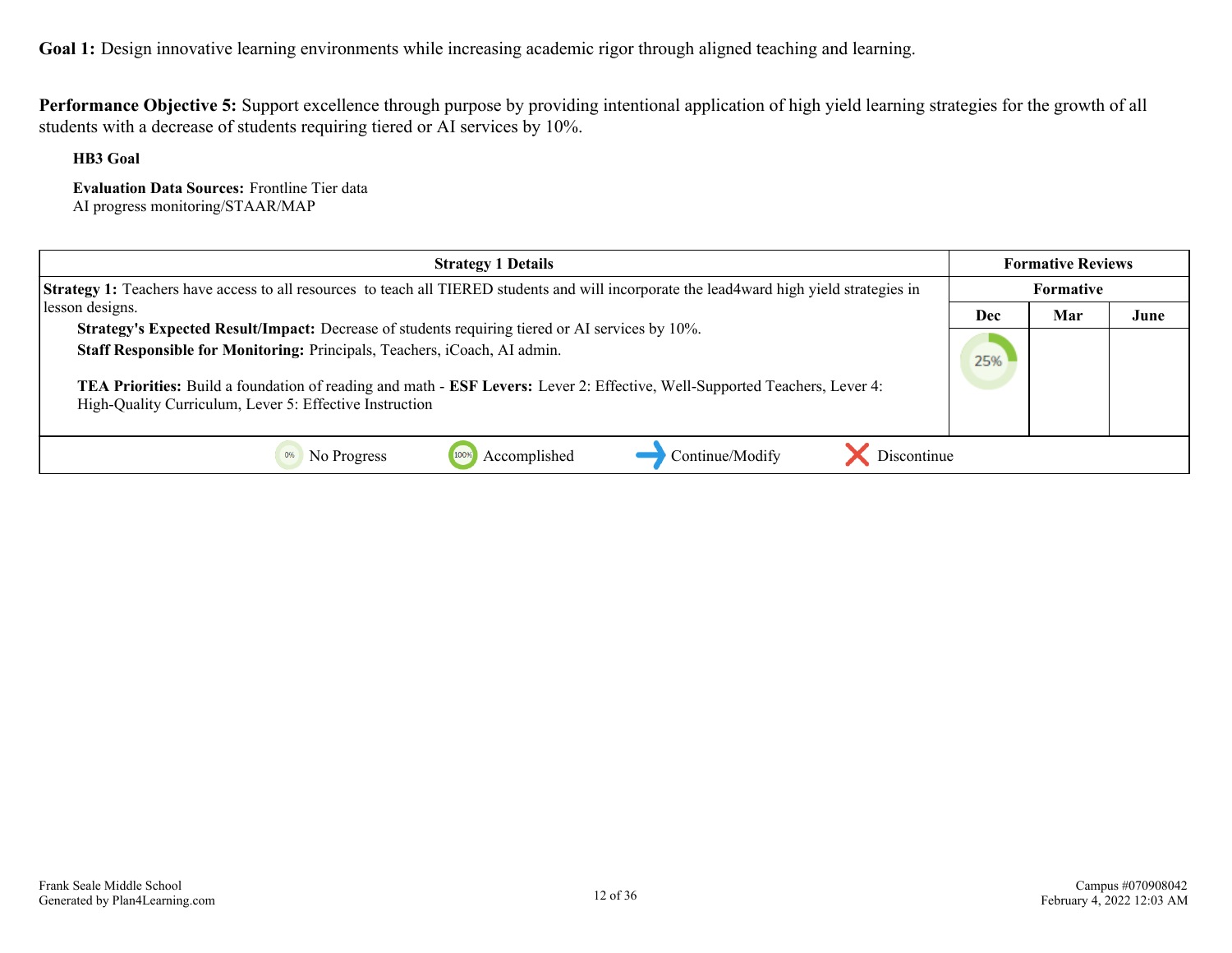**Goal 1:** Design innovative learning environments while increasing academic rigor through aligned teaching and learning.

**Performance Objective 5:** Support excellence through purpose by providing intentional application of high yield learning strategies for the growth of all students with a decrease of students requiring tiered or AI services by 10%.

**HB3 Goal**

**Evaluation Data Sources:** Frontline Tier data
AI progress monitoring/STAAR/MAP

| Strategy 1 Details | Formative Reviews | | |
|---|---|---|---|
| | Formative | | |
| | Dec | Mar | June |
| **Strategy 1:** Teachers have access to all resources to teach all TIERED students and will incorporate the lead4ward high yield strategies in lesson designs.<br>**Strategy's Expected Result/Impact:** Decrease of students requiring tiered or AI services by 10%.<br>**Staff Responsible for Monitoring:** Principals, Teachers, iCoach, AI admin.<br><br>**TEA Priorities:** Build a foundation of reading and math - **ESF Levers:** Lever 2: Effective, Well-Supported Teachers, Lever 4: High-Quality Curriculum, Lever 5: Effective Instruction | 25% | | |

0% No Progress | 100% Accomplished | Continue/Modify | Discontinue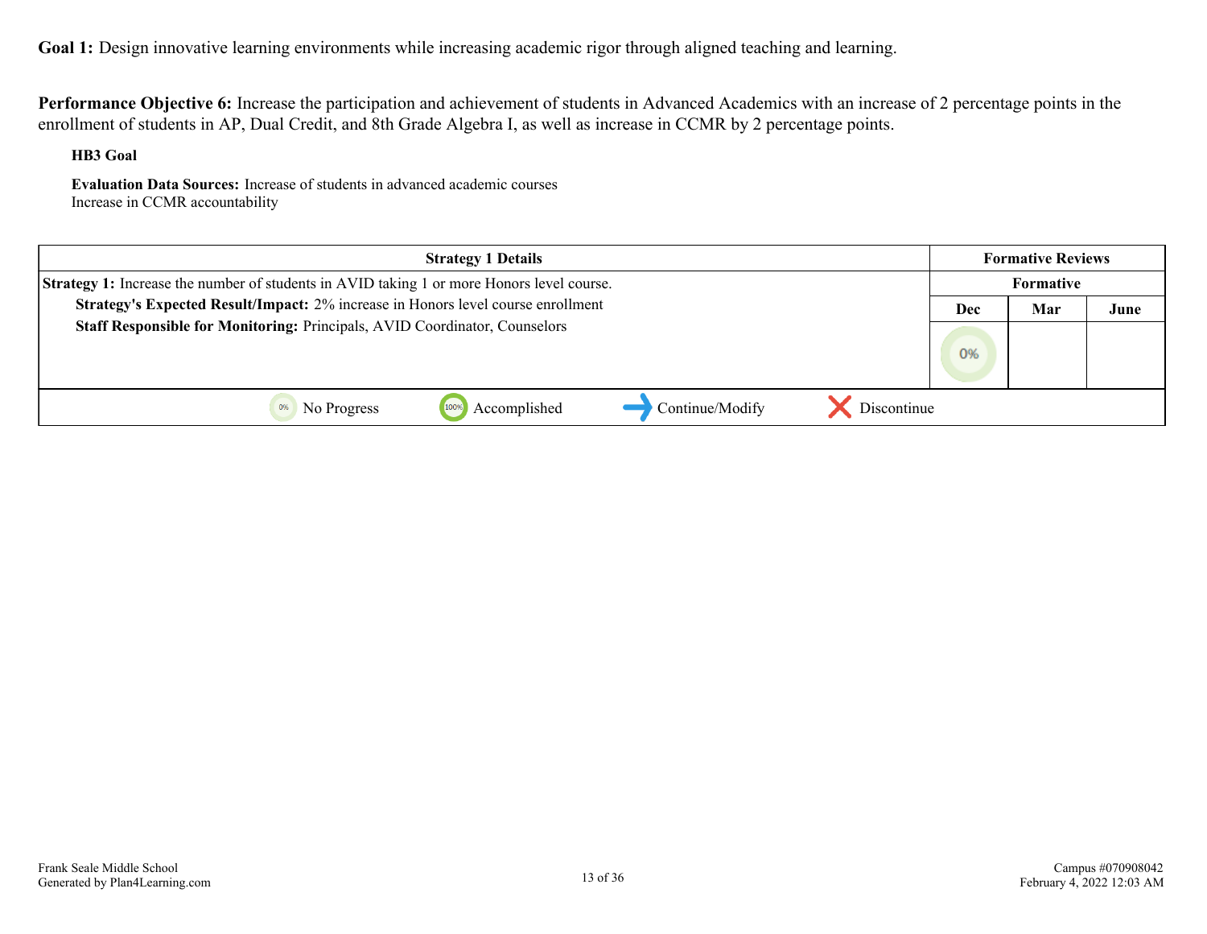**Goal 1:** Design innovative learning environments while increasing academic rigor through aligned teaching and learning.

**Performance Objective 6:** Increase the participation and achievement of students in Advanced Academics with an increase of 2 percentage points in the enrollment of students in AP, Dual Credit, and 8th Grade Algebra I, as well as increase in CCMR by 2 percentage points.

**HB3 Goal**

**Evaluation Data Sources:** Increase of students in advanced academic courses
Increase in CCMR accountability

| Strategy 1 Details | Formative Reviews | | |
|---|---|---|---|
| | Formative | | |
| **Strategy 1:** Increase the number of students in AVID taking 1 or more Honors level course. **Strategy's Expected Result/Impact:** 2% increase in Honors level course enrollment **Staff Responsible for Monitoring:** Principals, AVID Coordinator, Counselors | Dec | Mar | June |
| | 0% | | |

0% No Progress &nbsp;&nbsp; 100% Accomplished &nbsp;&nbsp; Continue/Modify &nbsp;&nbsp; Discontinue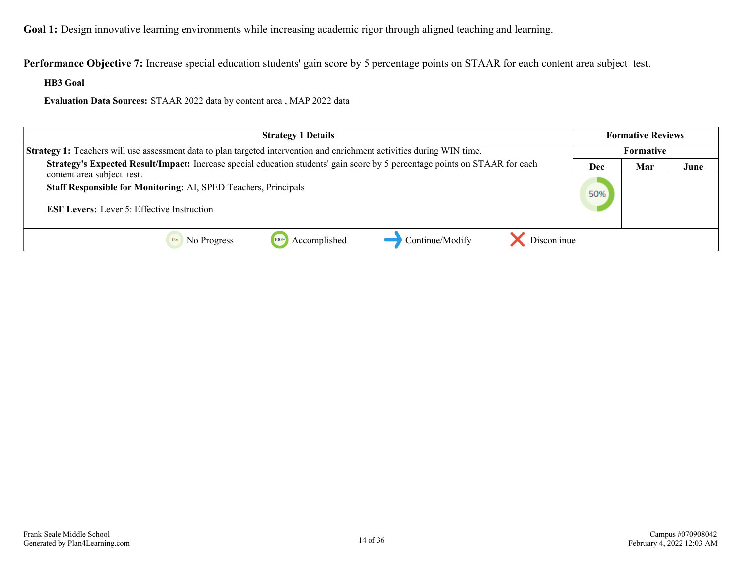**Goal 1:** Design innovative learning environments while increasing academic rigor through aligned teaching and learning.

**Performance Objective 7:** Increase special education students' gain score by 5 percentage points on STAAR for each content area subject test.

**HB3 Goal**

**Evaluation Data Sources:** STAAR 2022 data by content area , MAP 2022 data

| Strategy 1 Details | Formative Reviews | | |
|---|---|---|---|
| **Strategy 1:** Teachers will use assessment data to plan targeted intervention and enrichment activities during WIN time. | Formative | | |
| **Strategy's Expected Result/Impact:** Increase special education students' gain score by 5 percentage points on STAAR for each content area subject test.<br>**Staff Responsible for Monitoring:** AI, SPED Teachers, Principals<br><br>**ESF Levers:** Lever 5: Effective Instruction | Dec | Mar | June |
| | 50% | | |
| 0% No Progress &nbsp;&nbsp; 100% Accomplished &nbsp;&nbsp; → Continue/Modify &nbsp;&nbsp; ✗ Discontinue | | | |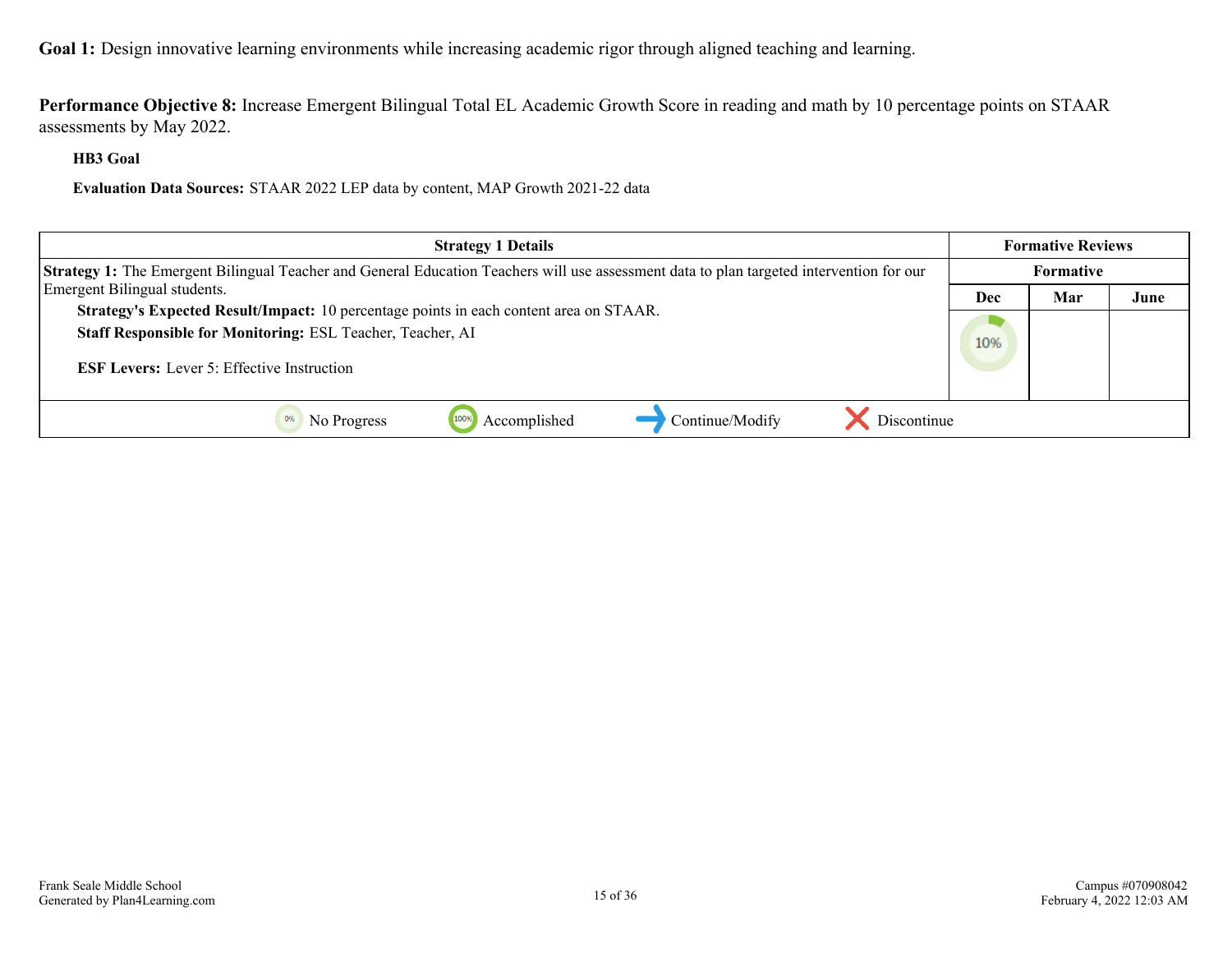**Goal 1:** Design innovative learning environments while increasing academic rigor through aligned teaching and learning.

**Performance Objective 8:** Increase Emergent Bilingual Total EL Academic Growth Score in reading and math by 10 percentage points on STAAR assessments by May 2022.

**HB3 Goal**

**Evaluation Data Sources:** STAAR 2022 LEP data by content, MAP Growth 2021-22 data

| Strategy 1 Details | Formative Reviews | | |
|---|---|---|---|
| | Formative | | |
| | Dec | Mar | June |
| **Strategy 1:** The Emergent Bilingual Teacher and General Education Teachers will use assessment data to plan targeted intervention for our Emergent Bilingual students.<br>**Strategy's Expected Result/Impact:** 10 percentage points in each content area on STAAR.<br>**Staff Responsible for Monitoring:** ESL Teacher, Teacher, AI<br>**ESF Levers:** Lever 5: Effective Instruction | 10% | | |

0% No Progress | 100% Accomplished | Continue/Modify | Discontinue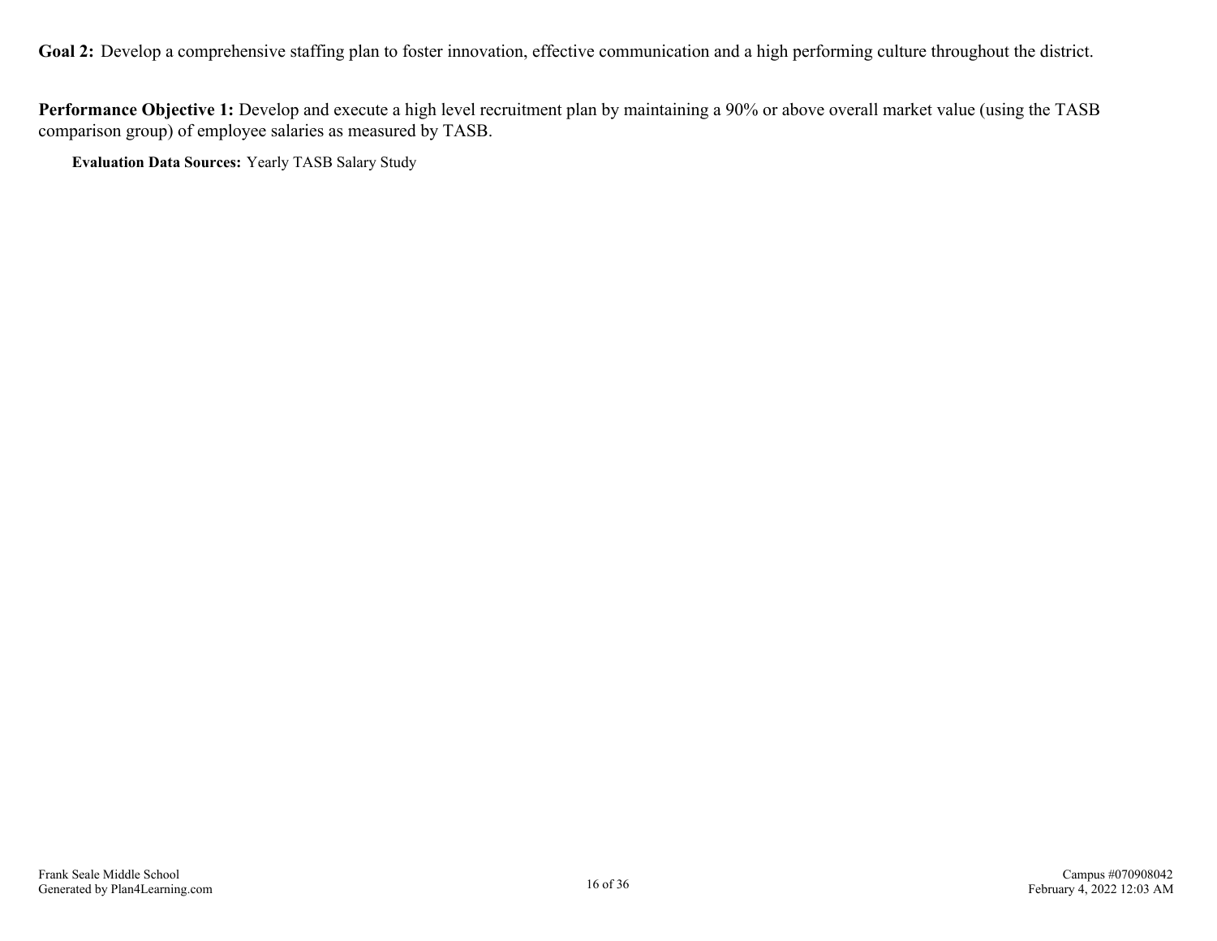**Goal 2:** Develop a comprehensive staffing plan to foster innovation, effective communication and a high performing culture throughout the district.

**Performance Objective 1:** Develop and execute a high level recruitment plan by maintaining a 90% or above overall market value (using the TASB comparison group) of employee salaries as measured by TASB.

**Evaluation Data Sources:** Yearly TASB Salary Study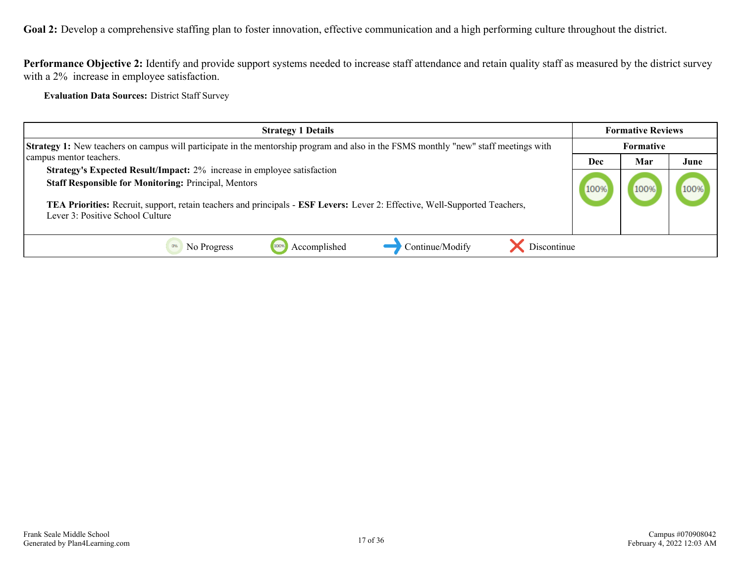**Goal 2:** Develop a comprehensive staffing plan to foster innovation, effective communication and a high performing culture throughout the district.

**Performance Objective 2:** Identify and provide support systems needed to increase staff attendance and retain quality staff as measured by the district survey with a 2% increase in employee satisfaction.

**Evaluation Data Sources:** District Staff Survey

| Strategy 1 Details | Formative Reviews | | |
|---|---|---|---|
| | Formative | | |
| | Dec | Mar | June |
| **Strategy 1:** New teachers on campus will participate in the mentorship program and also in the FSMS monthly "new" staff meetings with campus mentor teachers.<br>**Strategy's Expected Result/Impact:** 2% increase in employee satisfaction<br>**Staff Responsible for Monitoring:** Principal, Mentors<br><br>**TEA Priorities:** Recruit, support, retain teachers and principals - **ESF Levers:** Lever 2: Effective, Well-Supported Teachers, Lever 3: Positive School Culture | 100% | 100% | 100% |
| 0% No Progress &nbsp;&nbsp; 100% Accomplished &nbsp;&nbsp; Continue/Modify &nbsp;&nbsp; Discontinue | | | |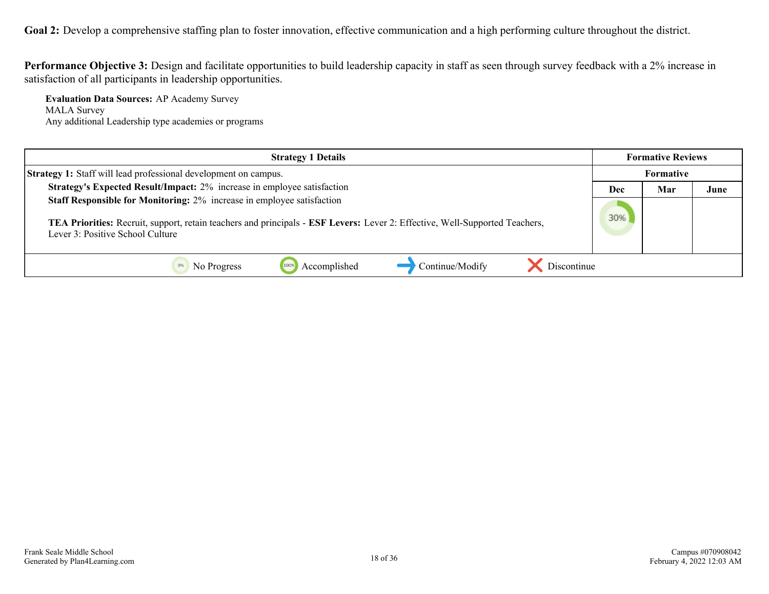**Goal 2:** Develop a comprehensive staffing plan to foster innovation, effective communication and a high performing culture throughout the district.

**Performance Objective 3:** Design and facilitate opportunities to build leadership capacity in staff as seen through survey feedback with a 2% increase in satisfaction of all participants in leadership opportunities.

**Evaluation Data Sources:** AP Academy Survey
MALA Survey
Any additional Leadership type academies or programs

| Strategy 1 Details | Formative Reviews | | |
|---|---|---|---|
| | Formative | | |
| | Dec | Mar | June |
| **Strategy 1:** Staff will lead professional development on campus.<br>**Strategy's Expected Result/Impact:** 2% increase in employee satisfaction<br>**Staff Responsible for Monitoring:** 2% increase in employee satisfaction<br><br>**TEA Priorities:** Recruit, support, retain teachers and principals - **ESF Levers:** Lever 2: Effective, Well-Supported Teachers, Lever 3: Positive School Culture | 30% | | |
| 0% No Progress &nbsp; 100% Accomplished &nbsp; Continue/Modify &nbsp; Discontinue | | | |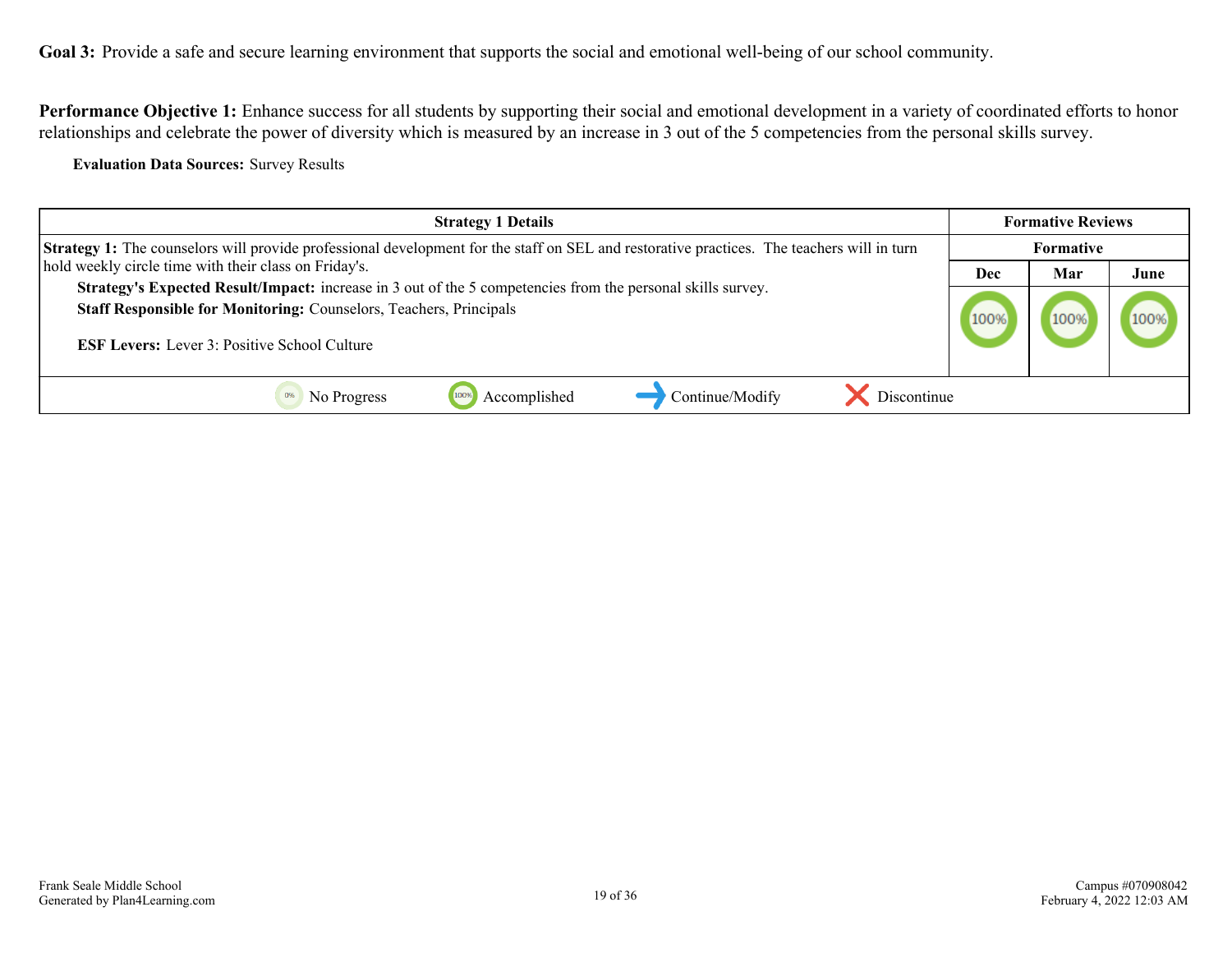**Goal 3:** Provide a safe and secure learning environment that supports the social and emotional well-being of our school community.

**Performance Objective 1:** Enhance success for all students by supporting their social and emotional development in a variety of coordinated efforts to honor relationships and celebrate the power of diversity which is measured by an increase in 3 out of the 5 competencies from the personal skills survey.

**Evaluation Data Sources:** Survey Results

| Strategy 1 Details | Formative Reviews | | |
|---|---|---|---|
| | Formative | | |
| | Dec | Mar | June |
| **Strategy 1:** The counselors will provide professional development for the staff on SEL and restorative practices. The teachers will in turn hold weekly circle time with their class on Friday's.<br>**Strategy's Expected Result/Impact:** increase in 3 out of the 5 competencies from the personal skills survey.<br>**Staff Responsible for Monitoring:** Counselors, Teachers, Principals<br>**ESF Levers:** Lever 3: Positive School Culture | 100% | 100% | 100% |

0% No Progress | 100% Accomplished | Continue/Modify | Discontinue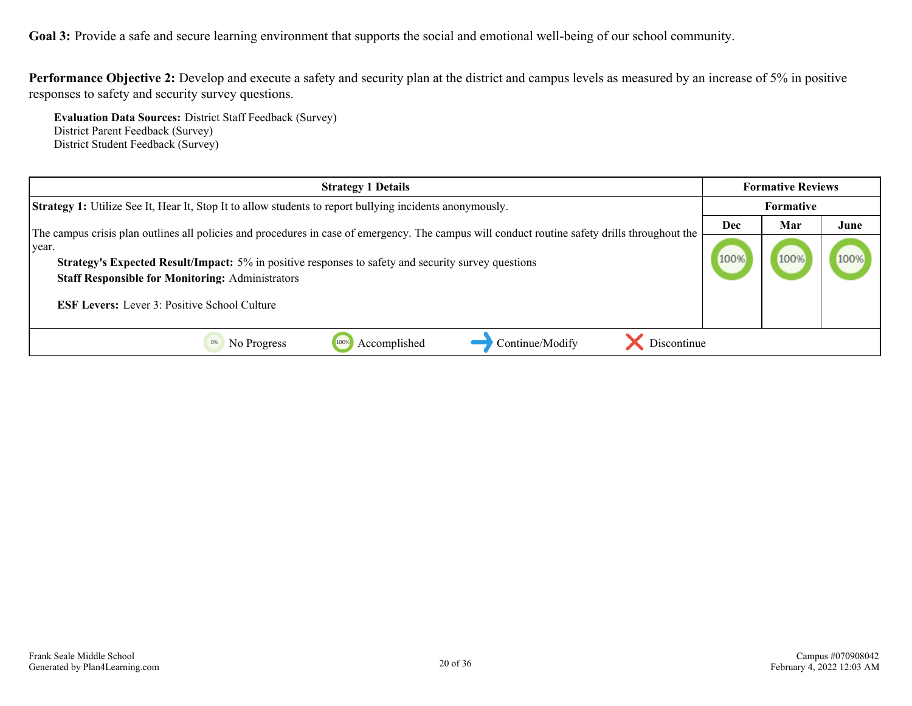**Goal 3:** Provide a safe and secure learning environment that supports the social and emotional well-being of our school community.

**Performance Objective 2:** Develop and execute a safety and security plan at the district and campus levels as measured by an increase of 5% in positive responses to safety and security survey questions.

**Evaluation Data Sources:** District Staff Feedback (Survey)
District Parent Feedback (Survey)
District Student Feedback (Survey)

| Strategy 1 Details | Formative Reviews | | |
|---|---|---|---|
| | Formative | | |
| | Dec | Mar | June |
| **Strategy 1:** Utilize See It, Hear It, Stop It to allow students to report bullying incidents anonymously.<br><br>The campus crisis plan outlines all policies and procedures in case of emergency. The campus will conduct routine safety drills throughout the year.<br>**Strategy's Expected Result/Impact:** 5% in positive responses to safety and security survey questions<br>**Staff Responsible for Monitoring:** Administrators<br><br>**ESF Levers:** Lever 3: Positive School Culture | 100% | 100% | 100% |

0% No Progress | 100% Accomplished | Continue/Modify | Discontinue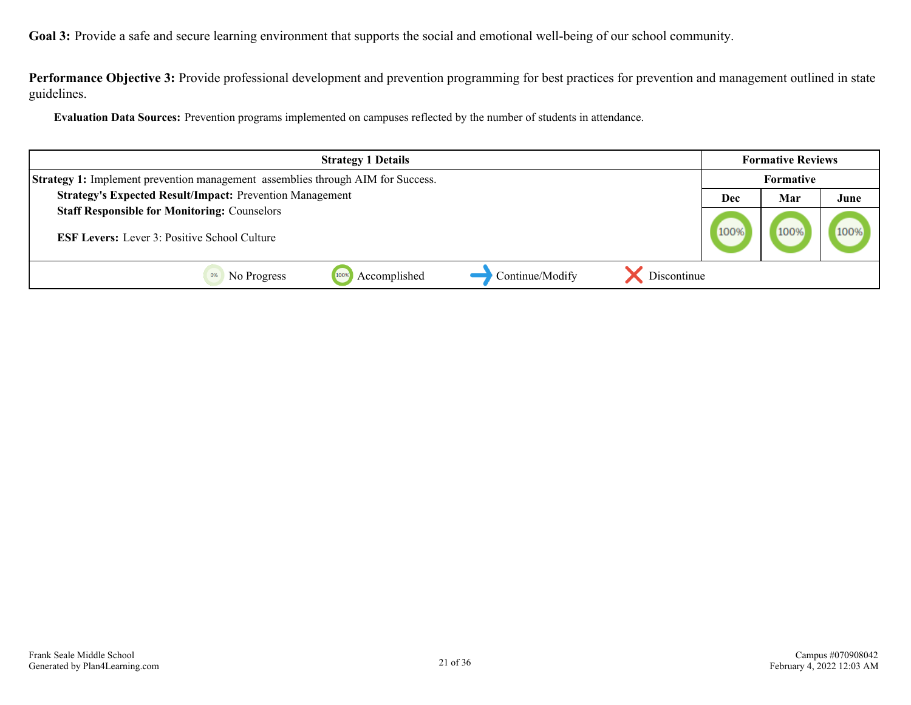**Goal 3:** Provide a safe and secure learning environment that supports the social and emotional well-being of our school community.

**Performance Objective 3:** Provide professional development and prevention programming for best practices for prevention and management outlined in state guidelines.

**Evaluation Data Sources:** Prevention programs implemented on campuses reflected by the number of students in attendance.

| Strategy 1 Details | Formative Reviews | | |
|---|---|---|---|
| | Formative | | |
| | Dec | Mar | June |
| **Strategy 1:** Implement prevention management assemblies through AIM for Success.<br>**Strategy's Expected Result/Impact:** Prevention Management<br>**Staff Responsible for Monitoring:** Counselors<br><br>**ESF Levers:** Lever 3: Positive School Culture | 100% | 100% | 100% |

0% No Progress | 100% Accomplished | Continue/Modify | Discontinue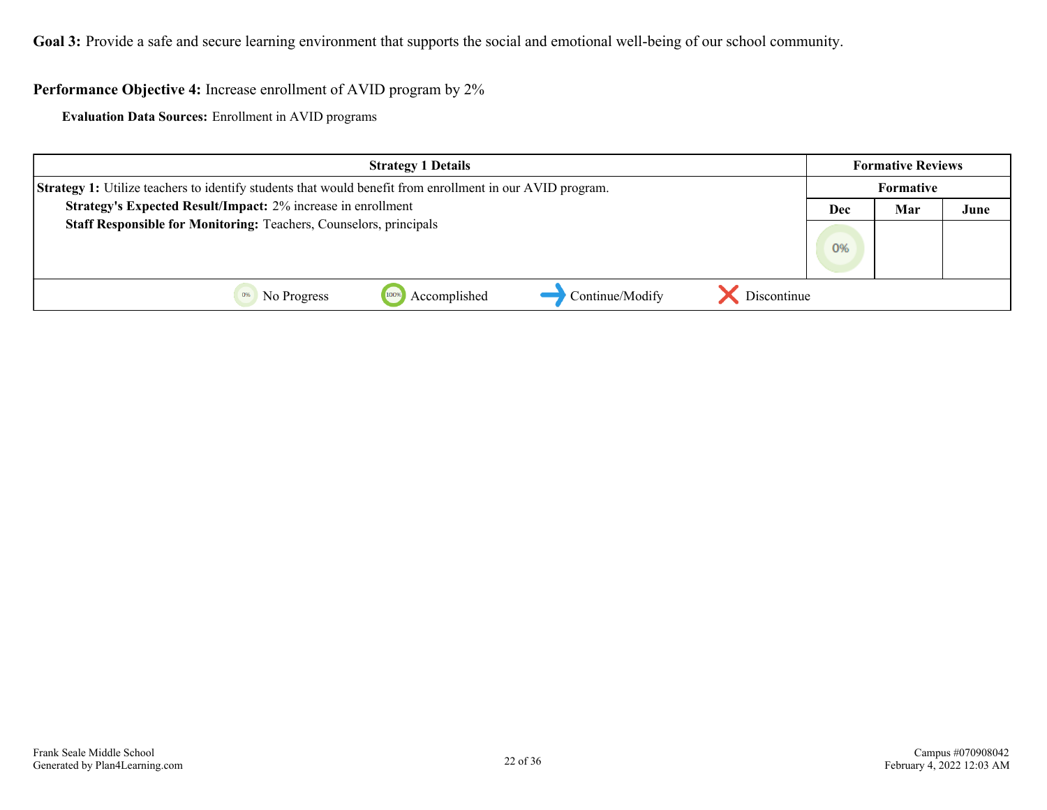**Goal 3:** Provide a safe and secure learning environment that supports the social and emotional well-being of our school community.

**Performance Objective 4:** Increase enrollment of AVID program by 2%

**Evaluation Data Sources:** Enrollment in AVID programs

| Strategy 1 Details | Formative Reviews | | |
|---|---|---|---|
| | Formative | | |
| **Strategy 1:** Utilize teachers to identify students that would benefit from enrollment in our AVID program.<br>**Strategy's Expected Result/Impact:** 2% increase in enrollment<br>**Staff Responsible for Monitoring:** Teachers, Counselors, principals | Dec | Mar | June |
| | 0% | | |

0% No Progress | 100% Accomplished | Continue/Modify | Discontinue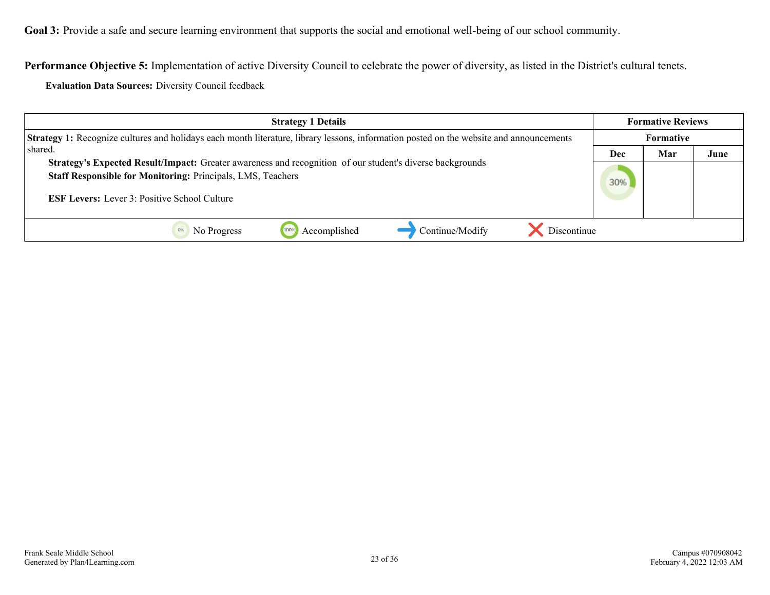**Goal 3:** Provide a safe and secure learning environment that supports the social and emotional well-being of our school community.

**Performance Objective 5:** Implementation of active Diversity Council to celebrate the power of diversity, as listed in the District's cultural tenets.

**Evaluation Data Sources:** Diversity Council feedback

| Strategy 1 Details | Formative Reviews | | |
|---|---|---|---|
| | Formative | | |
| | Dec | Mar | June |
| **Strategy 1:** Recognize cultures and holidays each month literature, library lessons, information posted on the website and announcements shared.<br>**Strategy's Expected Result/Impact:** Greater awareness and recognition of our student's diverse backgrounds<br>**Staff Responsible for Monitoring:** Principals, LMS, Teachers<br><br>**ESF Levers:** Lever 3: Positive School Culture | 30% | | |

0% No Progress | 100% Accomplished | Continue/Modify | Discontinue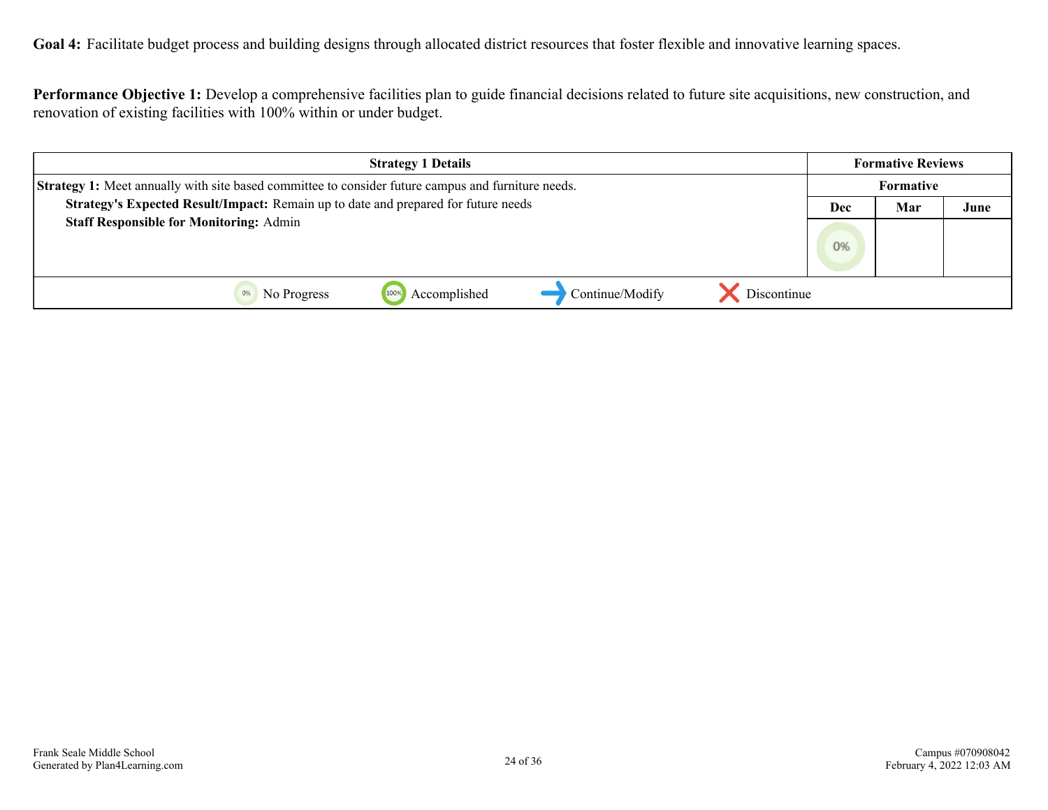**Goal 4:** Facilitate budget process and building designs through allocated district resources that foster flexible and innovative learning spaces.

**Performance Objective 1:** Develop a comprehensive facilities plan to guide financial decisions related to future site acquisitions, new construction, and renovation of existing facilities with 100% within or under budget.

| Strategy 1 Details | Formative Reviews | | |
|---|---|---|---|
| | Formative | | |
| | Dec | Mar | June |
| **Strategy 1:** Meet annually with site based committee to consider future campus and furniture needs.<br>**Strategy's Expected Result/Impact:** Remain up to date and prepared for future needs<br>**Staff Responsible for Monitoring:** Admin | 0% | | |

0% No Progress — 100% Accomplished — Continue/Modify — Discontinue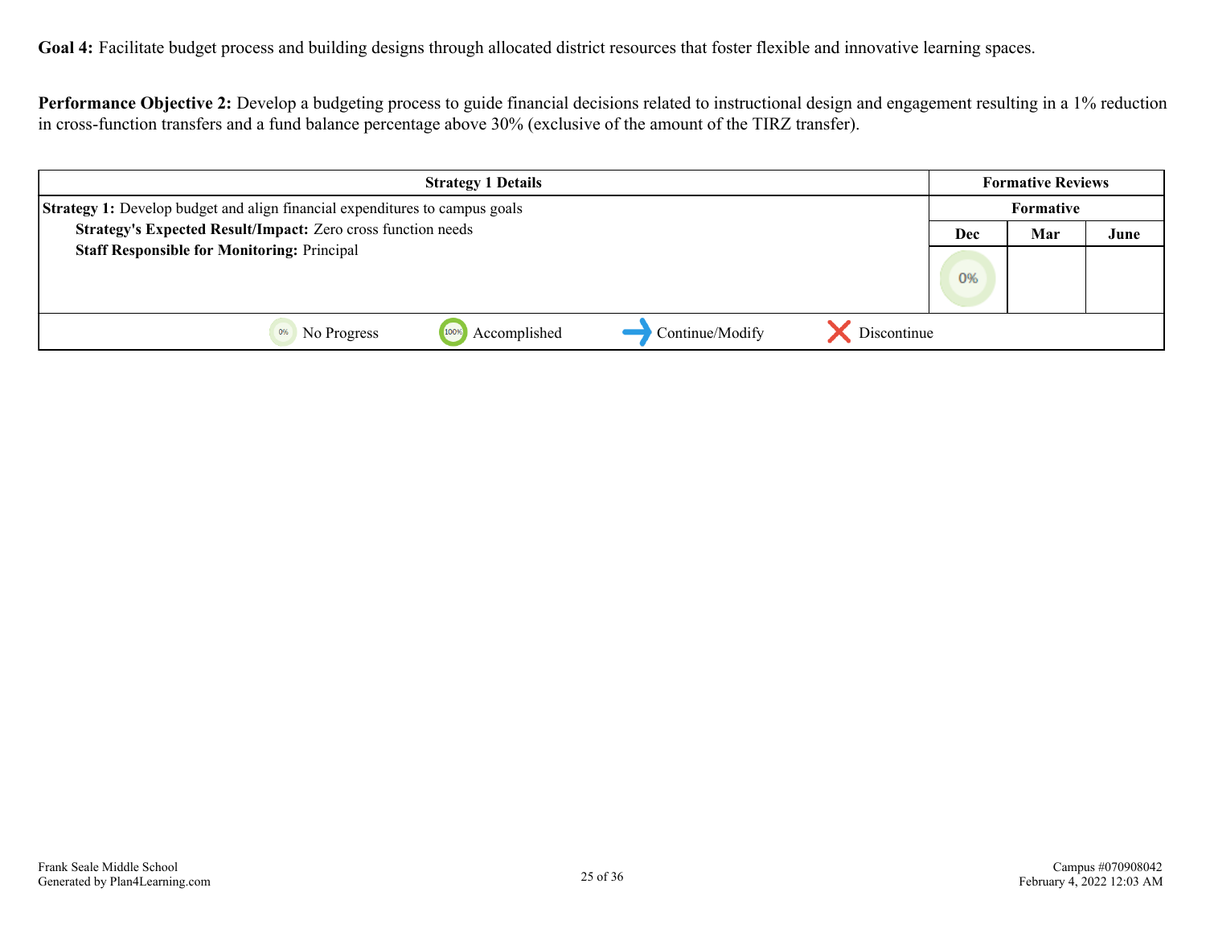**Goal 4:** Facilitate budget process and building designs through allocated district resources that foster flexible and innovative learning spaces.

**Performance Objective 2:** Develop a budgeting process to guide financial decisions related to instructional design and engagement resulting in a 1% reduction in cross-function transfers and a fund balance percentage above 30% (exclusive of the amount of the TIRZ transfer).

| Strategy 1 Details | Formative Reviews | | |
|---|---|---|---|
| | Formative | | |
| | Dec | Mar | June |
| **Strategy 1:** Develop budget and align financial expenditures to campus goals<br>**Strategy's Expected Result/Impact:** Zero cross function needs<br>**Staff Responsible for Monitoring:** Principal | 0% | | |

0% No Progress    100% Accomplished    Continue/Modify    Discontinue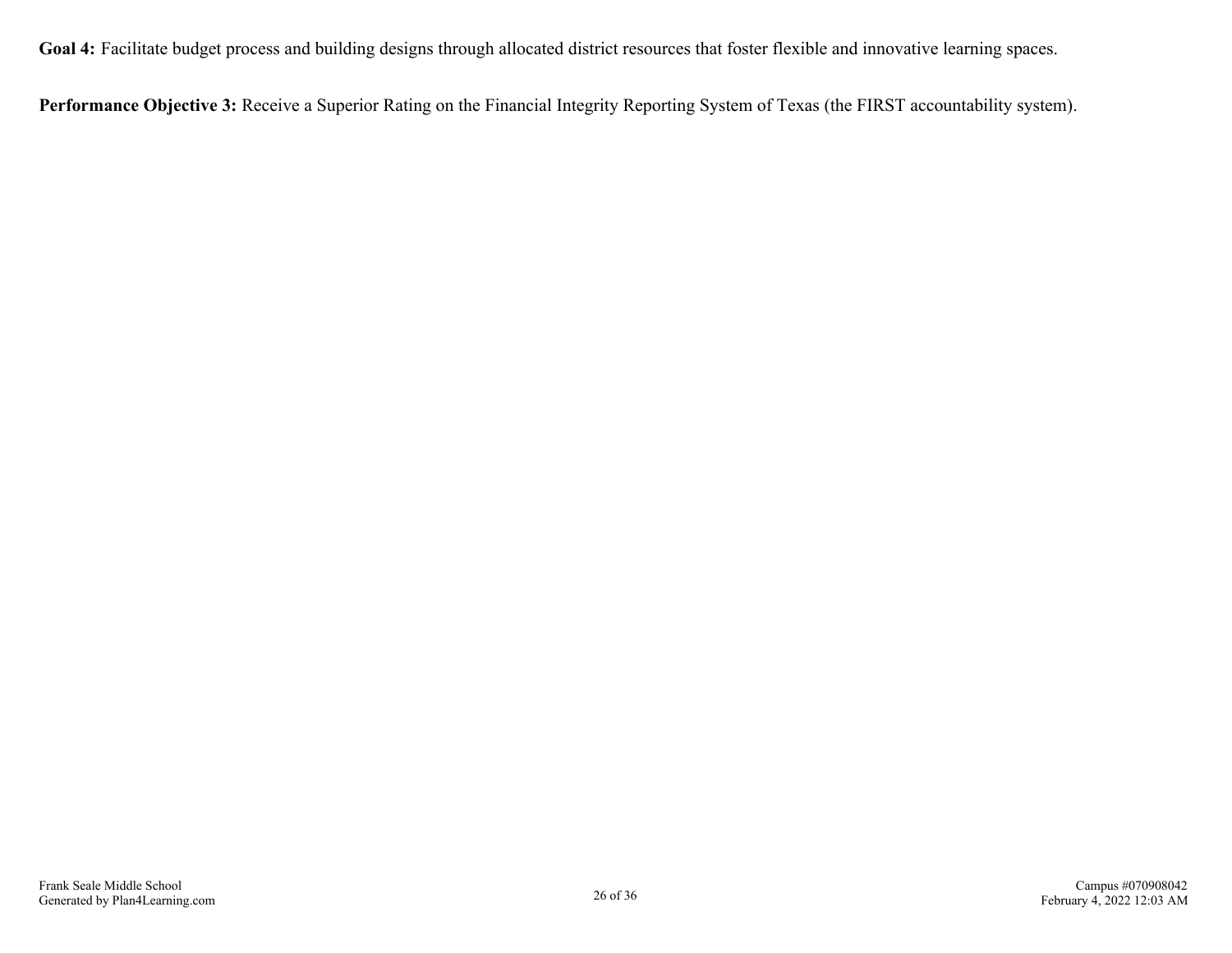**Goal 4:** Facilitate budget process and building designs through allocated district resources that foster flexible and innovative learning spaces.

**Performance Objective 3:** Receive a Superior Rating on the Financial Integrity Reporting System of Texas (the FIRST accountability system).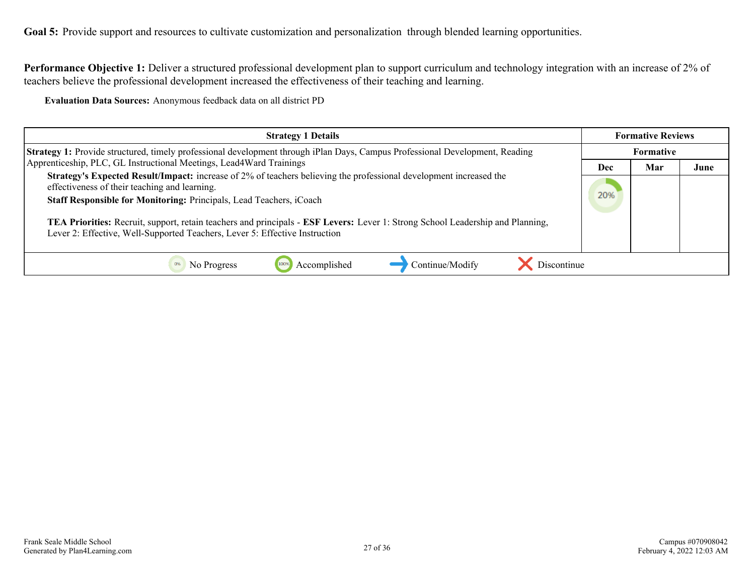**Goal 5:** Provide support and resources to cultivate customization and personalization through blended learning opportunities.

**Performance Objective 1:** Deliver a structured professional development plan to support curriculum and technology integration with an increase of 2% of teachers believe the professional development increased the effectiveness of their teaching and learning.

**Evaluation Data Sources:** Anonymous feedback data on all district PD

| Strategy 1 Details | Formative Reviews | | |
|---|---|---|---|
| | Formative | | |
| | Dec | Mar | June |
| **Strategy 1:** Provide structured, timely professional development through iPlan Days, Campus Professional Development, Reading Apprenticeship, PLC, GL Instructional Meetings, Lead4Ward Trainings<br>**Strategy's Expected Result/Impact:** increase of 2% of teachers believing the professional development increased the effectiveness of their teaching and learning.<br>**Staff Responsible for Monitoring:** Principals, Lead Teachers, iCoach<br>**TEA Priorities:** Recruit, support, retain teachers and principals - **ESF Levers:** Lever 1: Strong School Leadership and Planning, Lever 2: Effective, Well-Supported Teachers, Lever 5: Effective Instruction | 20% | | |

0% No Progress 100% Accomplished → Continue/Modify ✕ Discontinue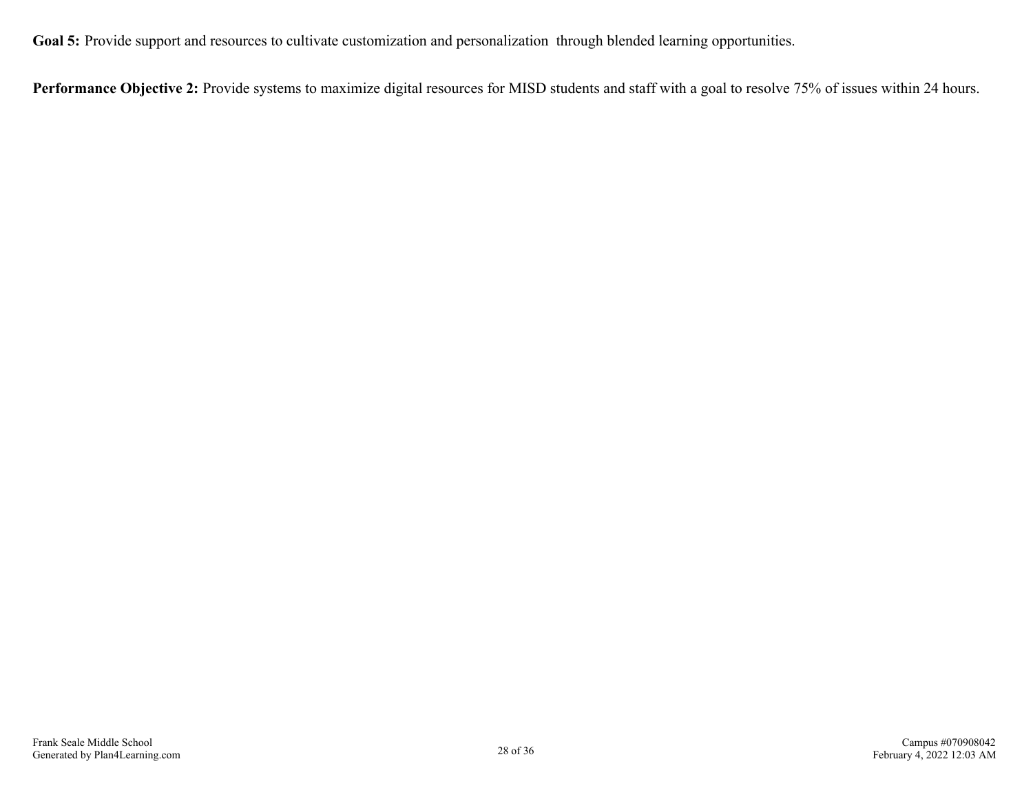**Goal 5:** Provide support and resources to cultivate customization and personalization through blended learning opportunities.

**Performance Objective 2:** Provide systems to maximize digital resources for MISD students and staff with a goal to resolve 75% of issues within 24 hours.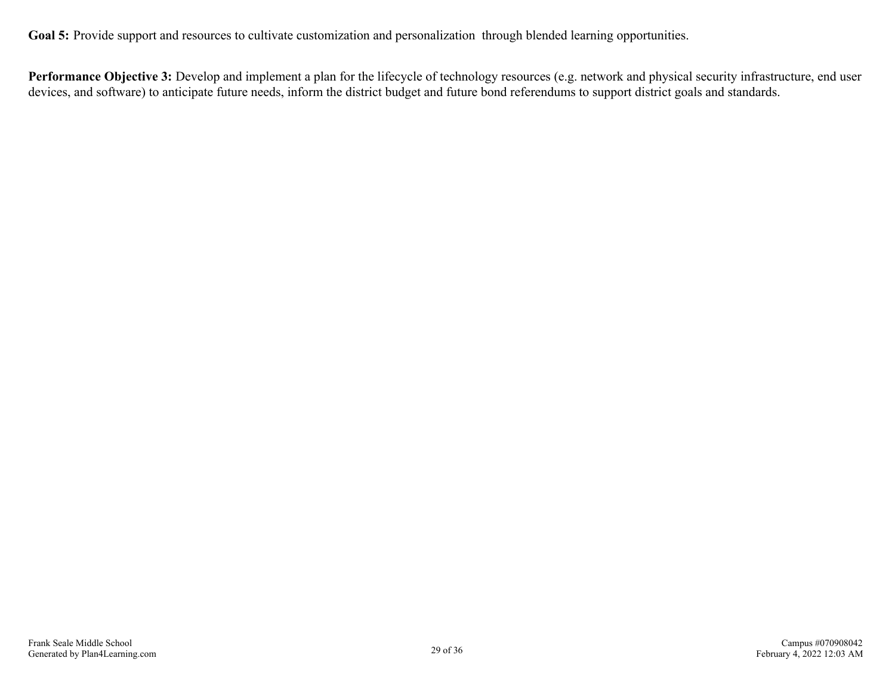**Goal 5:** Provide support and resources to cultivate customization and personalization through blended learning opportunities.

**Performance Objective 3:** Develop and implement a plan for the lifecycle of technology resources (e.g. network and physical security infrastructure, end user devices, and software) to anticipate future needs, inform the district budget and future bond referendums to support district goals and standards.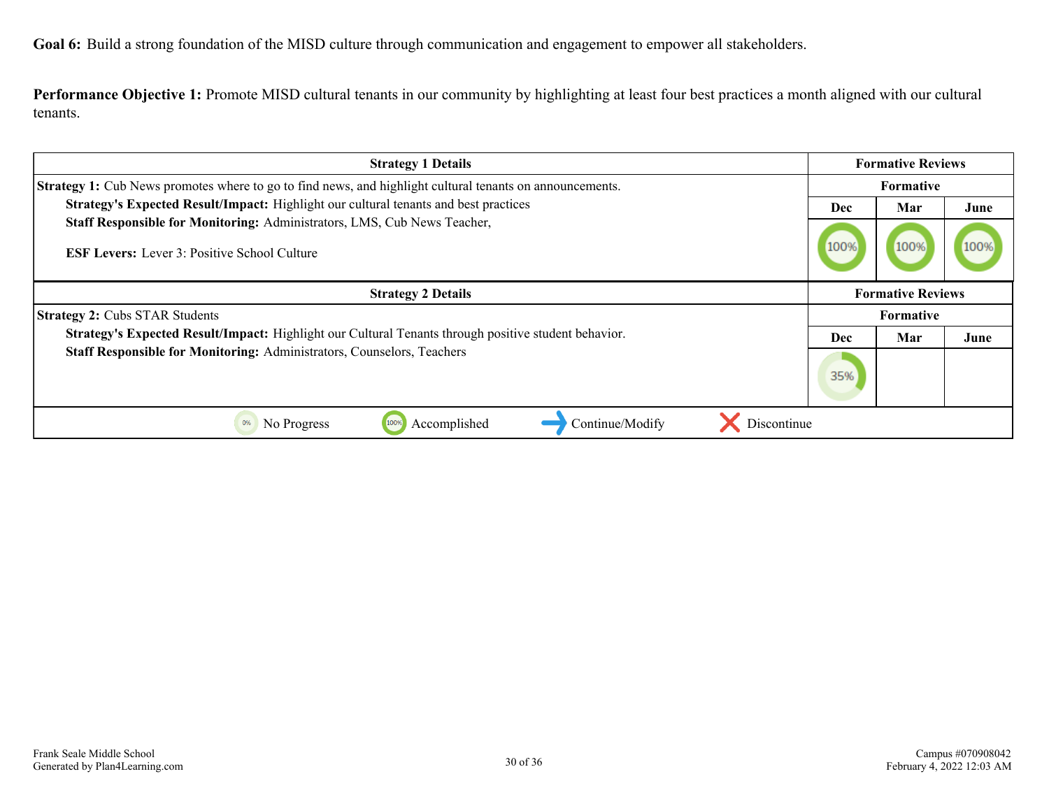**Goal 6:** Build a strong foundation of the MISD culture through communication and engagement to empower all stakeholders.

**Performance Objective 1:** Promote MISD cultural tenants in our community by highlighting at least four best practices a month aligned with our cultural tenants.

| Strategy 1 Details | Formative Reviews | | |
|---|---|---|---|
| **Strategy 1:** Cub News promotes where to go to find news, and highlight cultural tenants on announcements. | Formative | | |
| **Strategy's Expected Result/Impact:** Highlight our cultural tenants and best practices<br>**Staff Responsible for Monitoring:** Administrators, LMS, Cub News Teacher,<br><br>**ESF Levers:** Lever 3: Positive School Culture | Dec | Mar | June |
| | 100% | 100% | 100% |

| Strategy 2 Details | Formative Reviews | | |
|---|---|---|---|
| **Strategy 2:** Cubs STAR Students | Formative | | |
| **Strategy's Expected Result/Impact:** Highlight our Cultural Tenants through positive student behavior.<br>**Staff Responsible for Monitoring:** Administrators, Counselors, Teachers | Dec | Mar | June |
| | 35% | | |

0% No Progress | 100% Accomplished | Continue/Modify | Discontinue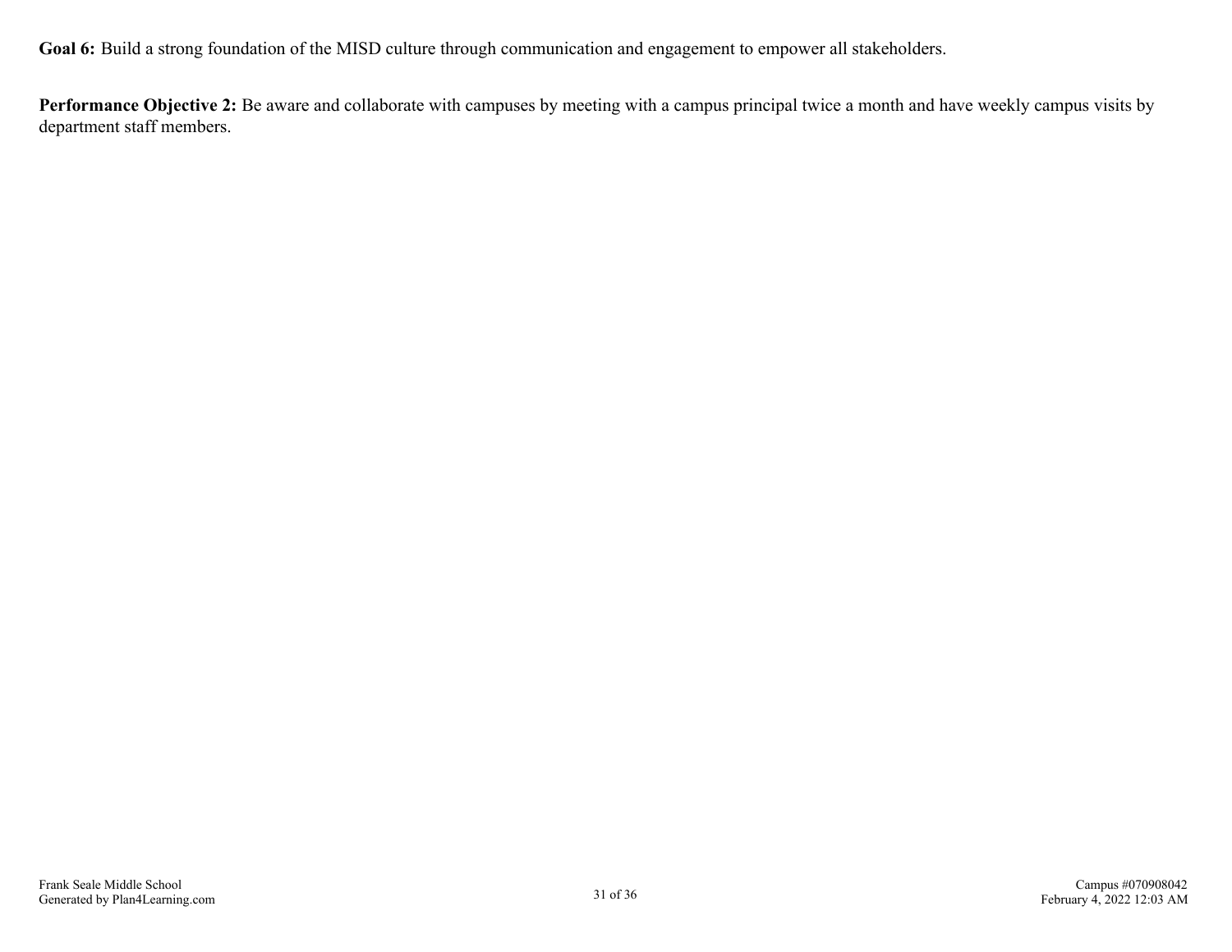**Goal 6:** Build a strong foundation of the MISD culture through communication and engagement to empower all stakeholders.

**Performance Objective 2:** Be aware and collaborate with campuses by meeting with a campus principal twice a month and have weekly campus visits by department staff members.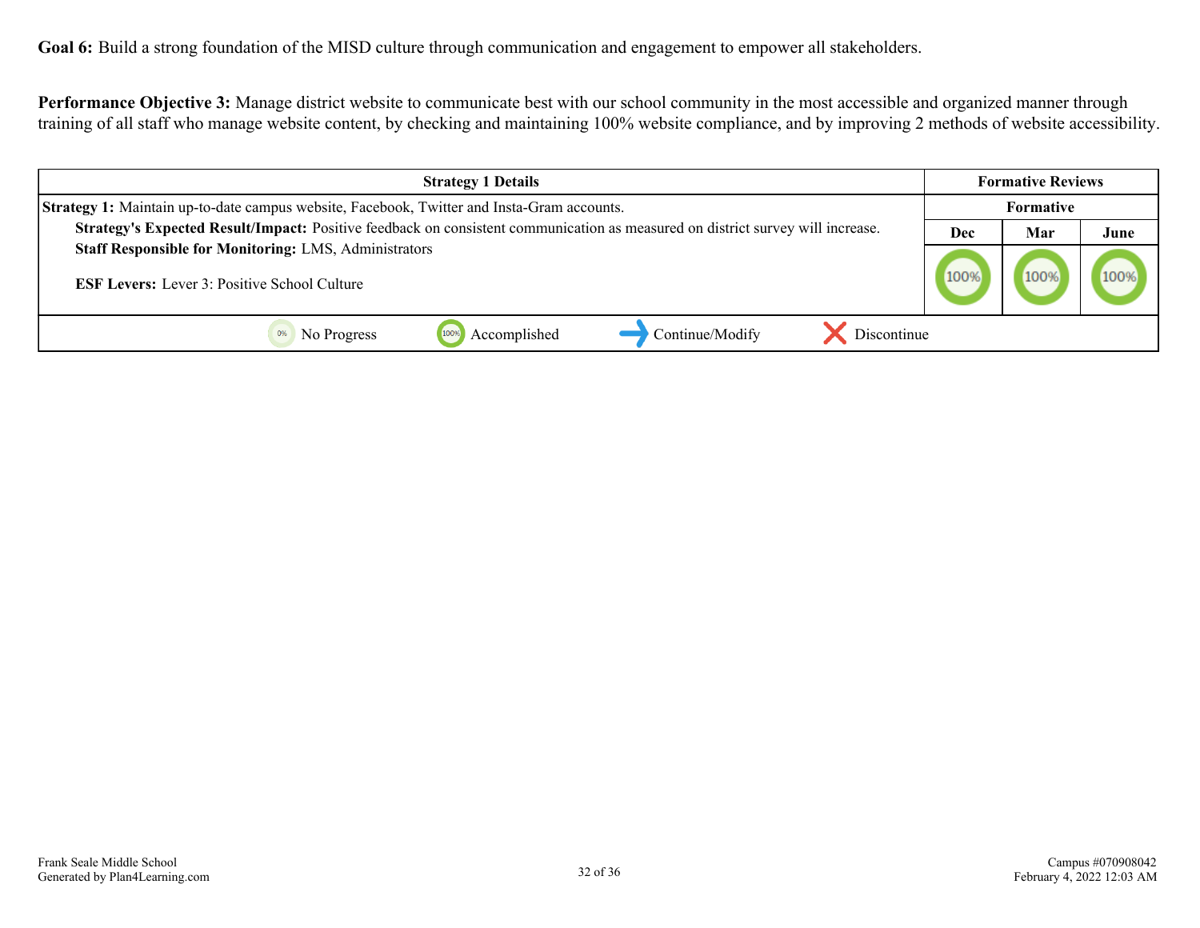**Goal 6:** Build a strong foundation of the MISD culture through communication and engagement to empower all stakeholders.

**Performance Objective 3:** Manage district website to communicate best with our school community in the most accessible and organized manner through training of all staff who manage website content, by checking and maintaining 100% website compliance, and by improving 2 methods of website accessibility.

| Strategy 1 Details | Formative Reviews | | |
|---|---|---|---|
| | Formative | | |
| | Dec | Mar | June |
| **Strategy 1:** Maintain up-to-date campus website, Facebook, Twitter and Insta-Gram accounts.<br>**Strategy's Expected Result/Impact:** Positive feedback on consistent communication as measured on district survey will increase.<br>**Staff Responsible for Monitoring:** LMS, Administrators<br><br>**ESF Levers:** Lever 3: Positive School Culture | 100% | 100% | 100% |

0% No Progress | 100% Accomplished | Continue/Modify | Discontinue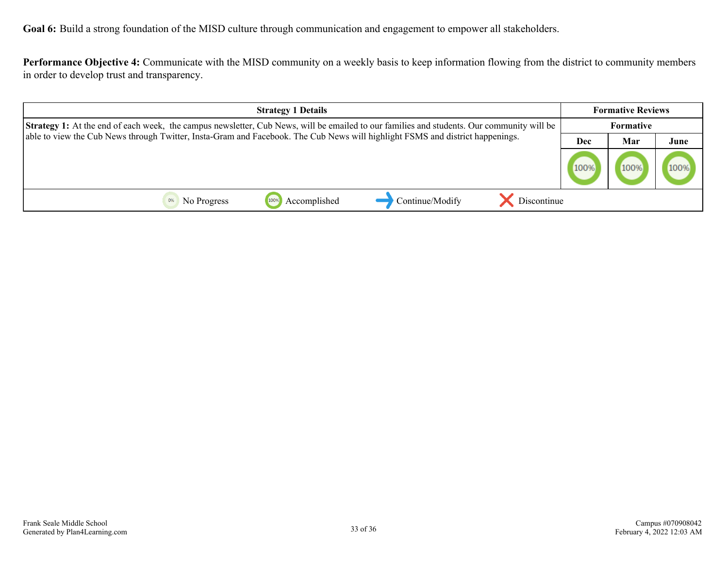**Goal 6:** Build a strong foundation of the MISD culture through communication and engagement to empower all stakeholders.

**Performance Objective 4:** Communicate with the MISD community on a weekly basis to keep information flowing from the district to community members in order to develop trust and transparency.

| Strategy 1 Details | Formative Reviews | | |
|---|---|---|---|
| | Formative | | |
| | Dec | Mar | June |
| **Strategy 1:** At the end of each week, the campus newsletter, Cub News, will be emailed to our families and students. Our community will be able to view the Cub News through Twitter, Insta-Gram and Facebook. The Cub News will highlight FSMS and district happenings. | 100% | 100% | 100% |

0% No Progress | 100% Accomplished | Continue/Modify | Discontinue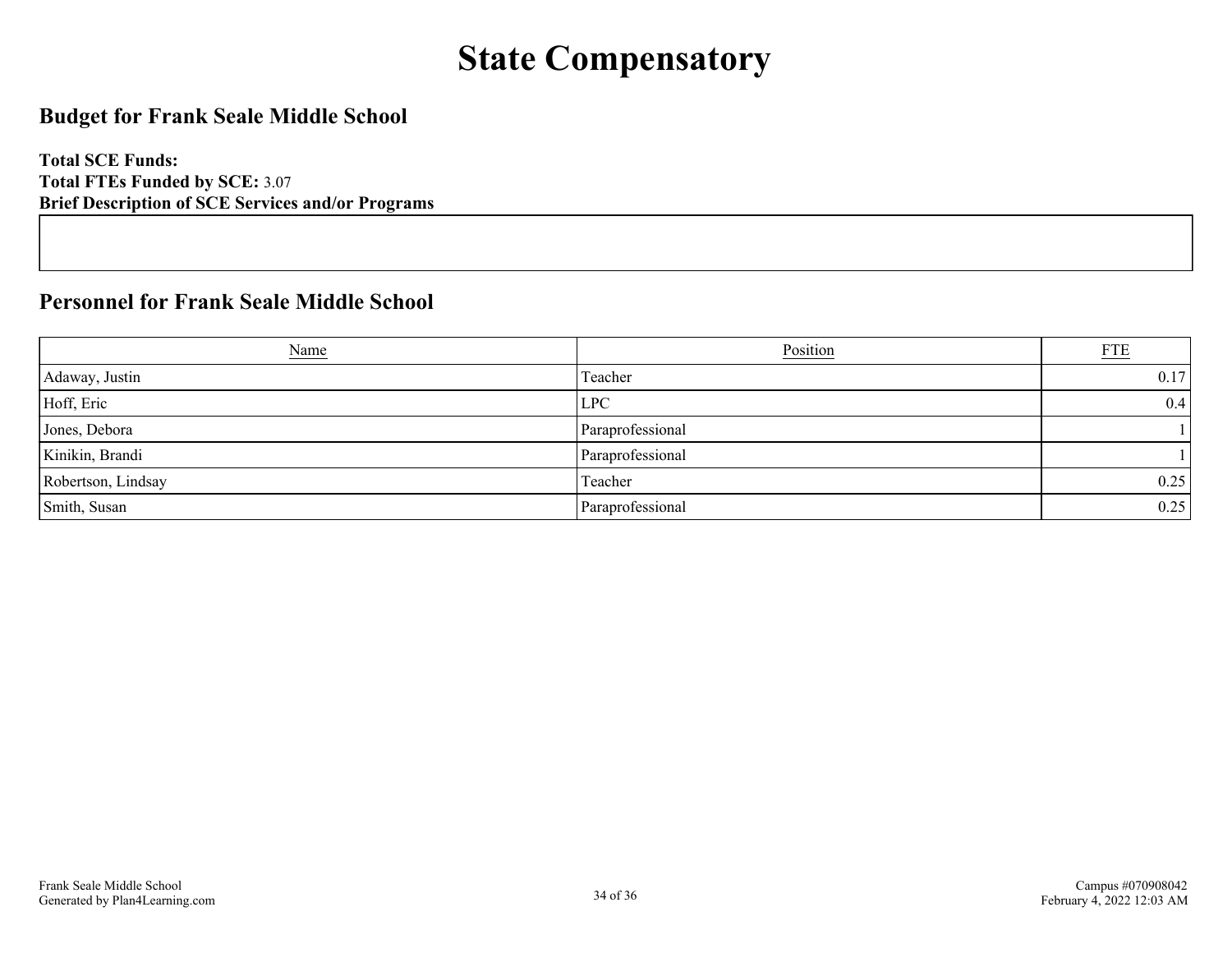# State Compensatory

## Budget for Frank Seale Middle School

**Total SCE Funds:**
**Total FTEs Funded by SCE:** 3.07
**Brief Description of SCE Services and/or Programs**

## Personnel for Frank Seale Middle School

| Name | Position | FTE |
|---|---|---|
| Adaway, Justin | Teacher | 0.17 |
| Hoff, Eric | LPC | 0.4 |
| Jones, Debora | Paraprofessional | 1 |
| Kinikin, Brandi | Paraprofessional | 1 |
| Robertson, Lindsay | Teacher | 0.25 |
| Smith, Susan | Paraprofessional | 0.25 |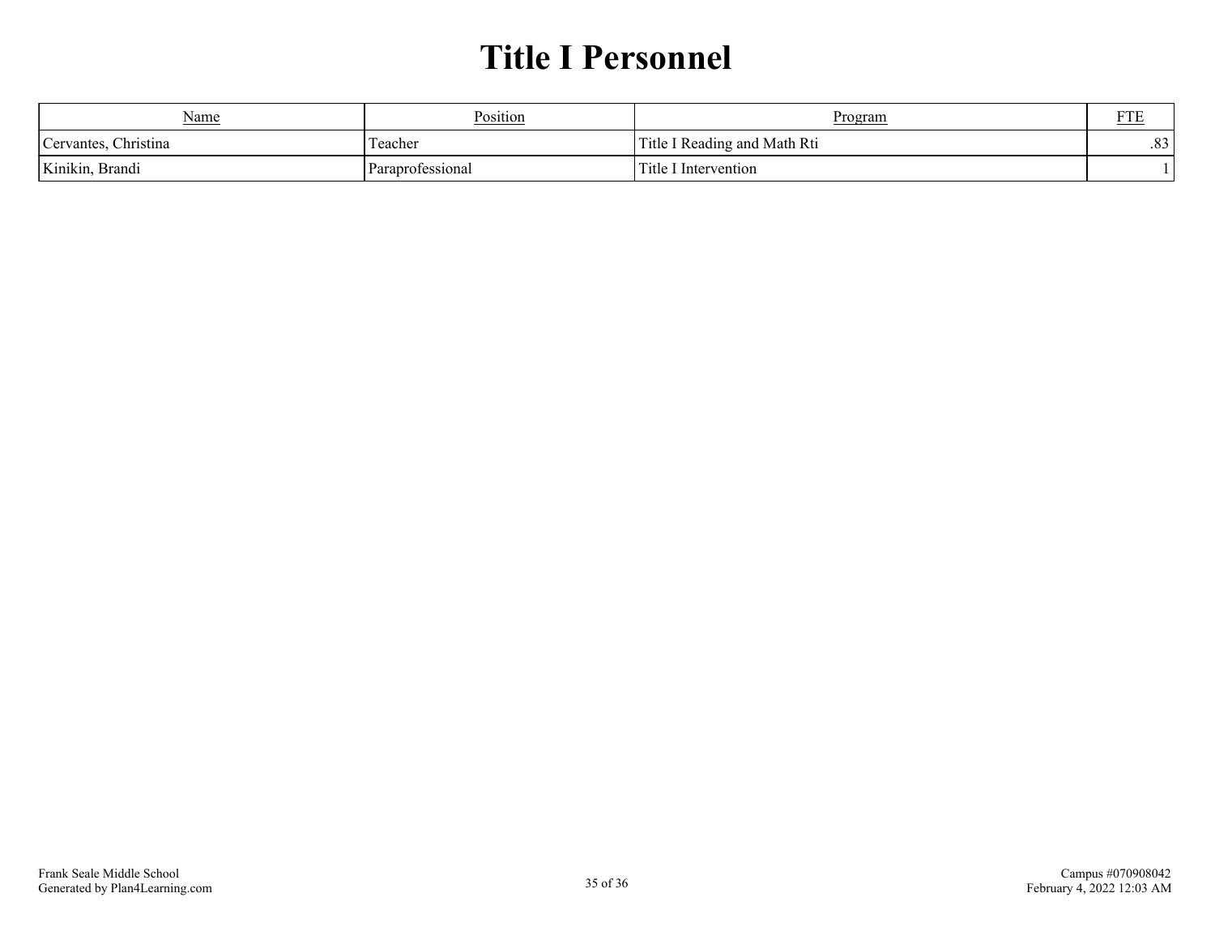# Title I Personnel

| Name | Position | Program | FTE |
| --- | --- | --- | --- |
| Cervantes, Christina | Teacher | Title I Reading and Math Rti | .83 |
| Kinikin, Brandi | Paraprofessional | Title I Intervention | 1 |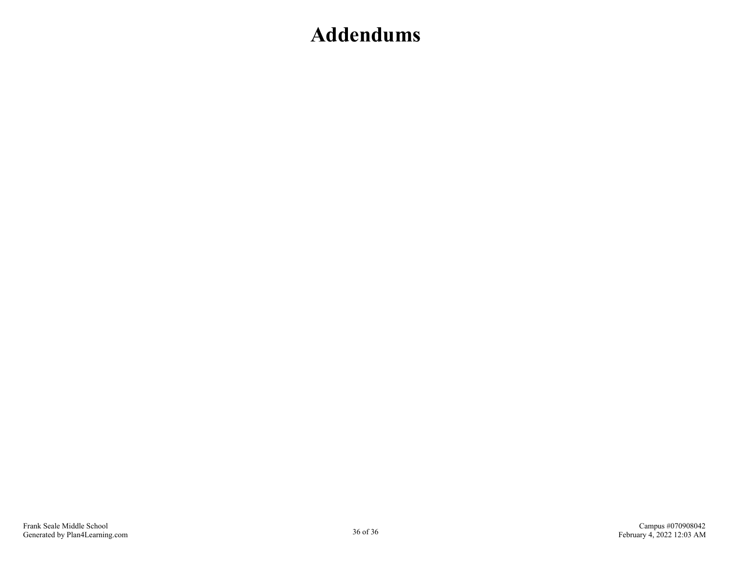# Addendums